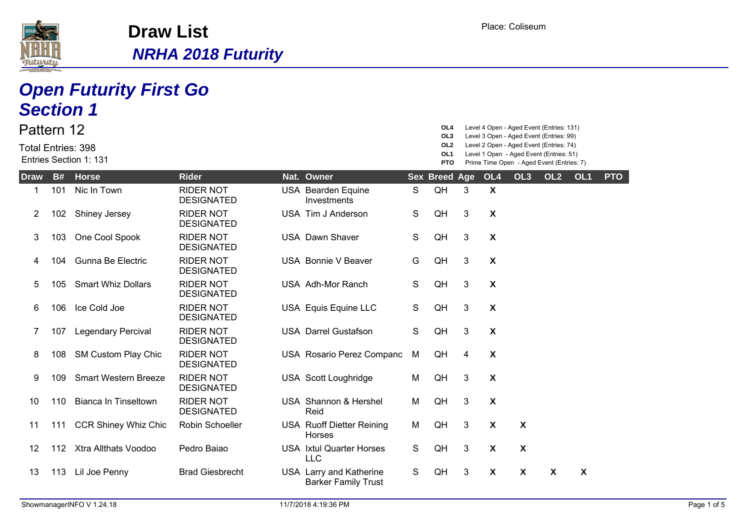# Draw List

## *NRHA 2018 Futurity*

Place: Coliseum

# *Open Futurity First Go*
# *Section 1*

Pattern 12

Total Entries: 398

Entries Section 1: 131

**OL4** Level 4 Open - Aged Event (Entries: 131)
**OL3** Level 3 Open - Aged Event (Entries: 99)
**OL2** Level 2 Open - Aged Event (Entries: 74)
**OL1** Level 1 Open - Aged Event (Entries: 51)
**PTO** Prime Time Open - Aged Event (Entries: 7)

| Draw | B# | Horse | Rider | Nat. | Owner | Sex | Breed | Age | OL4 | OL3 | OL2 | OL1 | PTO |
|---|---|---|---|---|---|---|---|---|---|---|---|---|---|
| 1 | 101 | Nic In Town | RIDER NOT DESIGNATED | USA | Bearden Equine Investments | S | QH | 3 | X | | | | |
| 2 | 102 | Shiney Jersey | RIDER NOT DESIGNATED | USA | Tim J Anderson | S | QH | 3 | X | | | | |
| 3 | 103 | One Cool Spook | RIDER NOT DESIGNATED | USA | Dawn Shaver | S | QH | 3 | X | | | | |
| 4 | 104 | Gunna Be Electric | RIDER NOT DESIGNATED | USA | Bonnie V Beaver | G | QH | 3 | X | | | | |
| 5 | 105 | Smart Whiz Dollars | RIDER NOT DESIGNATED | USA | Adh-Mor Ranch | S | QH | 3 | X | | | | |
| 6 | 106 | Ice Cold Joe | RIDER NOT DESIGNATED | USA | Equis Equine LLC | S | QH | 3 | X | | | | |
| 7 | 107 | Legendary Percival | RIDER NOT DESIGNATED | USA | Darrel Gustafson | S | QH | 3 | X | | | | |
| 8 | 108 | SM Custom Play Chic | RIDER NOT DESIGNATED | USA | Rosario Perez Companc | M | QH | 4 | X | | | | |
| 9 | 109 | Smart Western Breeze | RIDER NOT DESIGNATED | USA | Scott Loughridge | M | QH | 3 | X | | | | |
| 10 | 110 | Bianca In Tinseltown | RIDER NOT DESIGNATED | USA | Shannon & Hershel Reid | M | QH | 3 | X | | | | |
| 11 | 111 | CCR Shiney Whiz Chic | Robin Schoeller | USA | Ruoff Dietter Reining Horses | M | QH | 3 | X | X | | | |
| 12 | 112 | Xtra Allthats Voodoo | Pedro Baiao | USA | Ixtul Quarter Horses LLC | S | QH | 3 | X | X | | | |
| 13 | 113 | Lil Joe Penny | Brad Giesbrecht | USA | Larry and Katherine Barker Family Trust | S | QH | 3 | X | X | X | X | |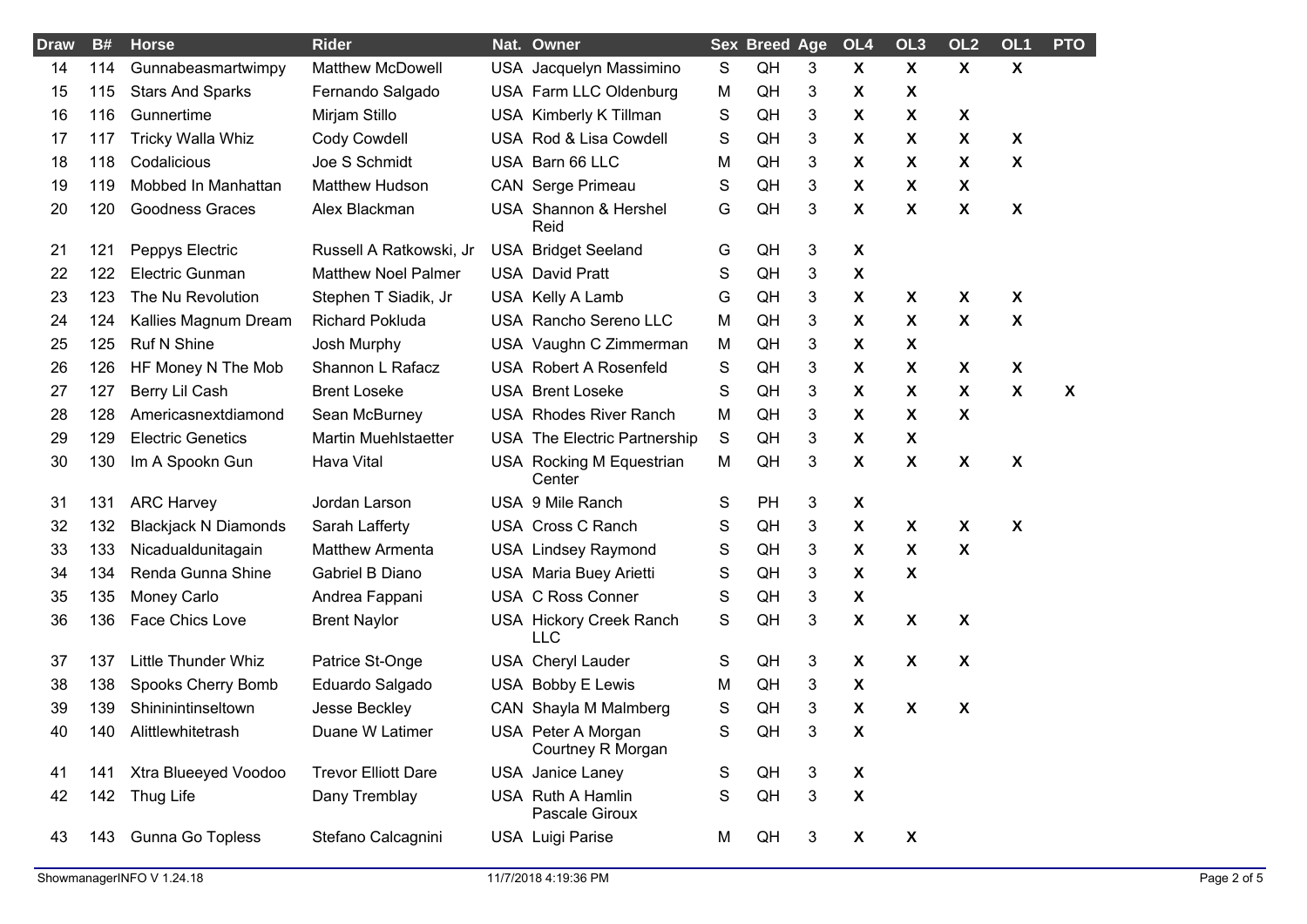| Draw | B# | Horse | Rider | Nat. | Owner | Sex | Breed | Age | OL4 | OL3 | OL2 | OL1 | PTO |
|---|---|---|---|---|---|---|---|---|---|---|---|---|---|
| 14 | 114 | Gunnabeasmartwimpy | Matthew McDowell | USA | Jacquelyn Massimino | S | QH | 3 | X | X | X | X | |
| 15 | 115 | Stars And Sparks | Fernando Salgado | USA | Farm LLC Oldenburg | M | QH | 3 | X | X | | | |
| 16 | 116 | Gunnertime | Mirjam Stillo | USA | Kimberly K Tillman | S | QH | 3 | X | X | X | | |
| 17 | 117 | Tricky Walla Whiz | Cody Cowdell | USA | Rod & Lisa Cowdell | S | QH | 3 | X | X | X | X | |
| 18 | 118 | Codalicious | Joe S Schmidt | USA | Barn 66 LLC | M | QH | 3 | X | X | X | X | |
| 19 | 119 | Mobbed In Manhattan | Matthew Hudson | CAN | Serge Primeau | S | QH | 3 | X | X | X | | |
| 20 | 120 | Goodness Graces | Alex Blackman | USA | Shannon & Hershel Reid | G | QH | 3 | X | X | X | X | |
| 21 | 121 | Peppys Electric | Russell A Ratkowski, Jr | USA | Bridget Seeland | G | QH | 3 | X | | | | |
| 22 | 122 | Electric Gunman | Matthew Noel Palmer | USA | David Pratt | S | QH | 3 | X | | | | |
| 23 | 123 | The Nu Revolution | Stephen T Siadik, Jr | USA | Kelly A Lamb | G | QH | 3 | X | X | X | X | |
| 24 | 124 | Kallies Magnum Dream | Richard Pokluda | USA | Rancho Sereno LLC | M | QH | 3 | X | X | X | X | |
| 25 | 125 | Ruf N Shine | Josh Murphy | USA | Vaughn C Zimmerman | M | QH | 3 | X | X | | | |
| 26 | 126 | HF Money N The Mob | Shannon L Rafacz | USA | Robert A Rosenfeld | S | QH | 3 | X | X | X | X | |
| 27 | 127 | Berry Lil Cash | Brent Loseke | USA | Brent Loseke | S | QH | 3 | X | X | X | X | X |
| 28 | 128 | Americasnextdiamond | Sean McBurney | USA | Rhodes River Ranch | M | QH | 3 | X | X | X | | |
| 29 | 129 | Electric Genetics | Martin Muehlstaetter | USA | The Electric Partnership | S | QH | 3 | X | X | | | |
| 30 | 130 | Im A Spookn Gun | Hava Vital | USA | Rocking M Equestrian Center | M | QH | 3 | X | X | X | X | |
| 31 | 131 | ARC Harvey | Jordan Larson | USA | 9 Mile Ranch | S | PH | 3 | X | | | | |
| 32 | 132 | Blackjack N Diamonds | Sarah Lafferty | USA | Cross C Ranch | S | QH | 3 | X | X | X | X | |
| 33 | 133 | Nicadualdunitagain | Matthew Armenta | USA | Lindsey Raymond | S | QH | 3 | X | X | X | | |
| 34 | 134 | Renda Gunna Shine | Gabriel B Diano | USA | Maria Buey Arietti | S | QH | 3 | X | X | | | |
| 35 | 135 | Money Carlo | Andrea Fappani | USA | C Ross Conner | S | QH | 3 | X | | | | |
| 36 | 136 | Face Chics Love | Brent Naylor | USA | Hickory Creek Ranch LLC | S | QH | 3 | X | X | X | | |
| 37 | 137 | Little Thunder Whiz | Patrice St-Onge | USA | Cheryl Lauder | S | QH | 3 | X | X | X | | |
| 38 | 138 | Spooks Cherry Bomb | Eduardo Salgado | USA | Bobby E Lewis | M | QH | 3 | X | | | | |
| 39 | 139 | Shininintinseltown | Jesse Beckley | CAN | Shayla M Malmberg | S | QH | 3 | X | X | X | | |
| 40 | 140 | Alittlewhitetrash | Duane W Latimer | USA | Peter A Morgan Courtney R Morgan | S | QH | 3 | X | | | | |
| 41 | 141 | Xtra Blueeyed Voodoo | Trevor Elliott Dare | USA | Janice Laney | S | QH | 3 | X | | | | |
| 42 | 142 | Thug Life | Dany Tremblay | USA | Ruth A Hamlin Pascale Giroux | S | QH | 3 | X | | | | |
| 43 | 143 | Gunna Go Topless | Stefano Calcagnini | USA | Luigi Parise | M | QH | 3 | X | X | | | |

ShowmanagerINFO V 1.24.18 11/7/2018 4:19:36 PM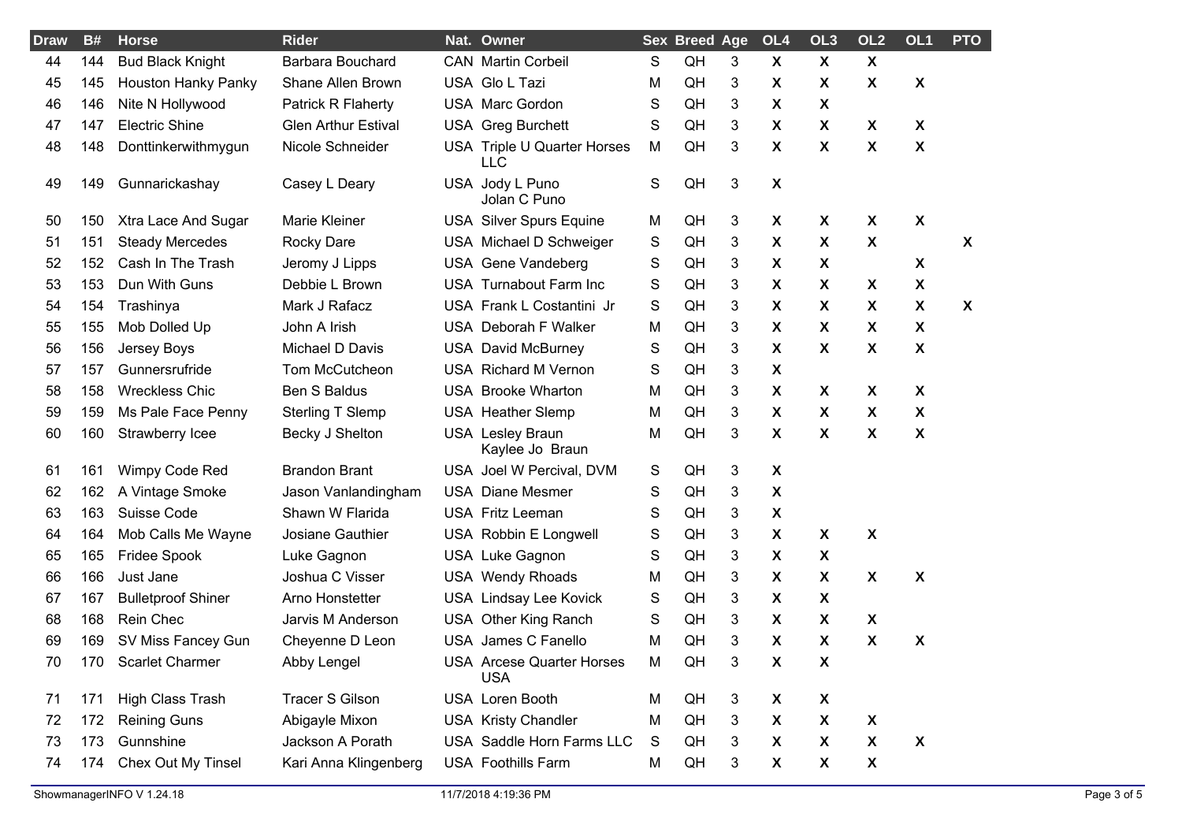| Draw | B# | Horse | Rider | Nat. | Owner | Sex | Breed | Age | OL4 | OL3 | OL2 | OL1 | PTO |
|---|---|---|---|---|---|---|---|---|---|---|---|---|---|
| 44 | 144 | Bud Black Knight | Barbara Bouchard | CAN | Martin Corbeil | S | QH | 3 | X | X | X | | |
| 45 | 145 | Houston Hanky Panky | Shane Allen Brown | USA | Glo L Tazi | M | QH | 3 | X | X | X | X | |
| 46 | 146 | Nite N Hollywood | Patrick R Flaherty | USA | Marc Gordon | S | QH | 3 | X | X | | | |
| 47 | 147 | Electric Shine | Glen Arthur Estival | USA | Greg Burchett | S | QH | 3 | X | X | X | X | |
| 48 | 148 | Donttinkerwithmygun | Nicole Schneider | USA | Triple U Quarter Horses LLC | M | QH | 3 | X | X | X | X | |
| 49 | 149 | Gunnarickashay | Casey L Deary | USA | Jody L Puno<br>Jolan C Puno | S | QH | 3 | X | | | | |
| 50 | 150 | Xtra Lace And Sugar | Marie Kleiner | USA | Silver Spurs Equine | M | QH | 3 | X | X | X | X | |
| 51 | 151 | Steady Mercedes | Rocky Dare | USA | Michael D Schweiger | S | QH | 3 | X | X | X | | X |
| 52 | 152 | Cash In The Trash | Jeromy J Lipps | USA | Gene Vandeberg | S | QH | 3 | X | X | | X | |
| 53 | 153 | Dun With Guns | Debbie L Brown | USA | Turnabout Farm Inc | S | QH | 3 | X | X | X | X | |
| 54 | 154 | Trashinya | Mark J Rafacz | USA | Frank L Costantini Jr | S | QH | 3 | X | X | X | X | X |
| 55 | 155 | Mob Dolled Up | John A Irish | USA | Deborah F Walker | M | QH | 3 | X | X | X | X | |
| 56 | 156 | Jersey Boys | Michael D Davis | USA | David McBurney | S | QH | 3 | X | X | X | X | |
| 57 | 157 | Gunnersrufride | Tom McCutcheon | USA | Richard M Vernon | S | QH | 3 | X | | | | |
| 58 | 158 | Wreckless Chic | Ben S Baldus | USA | Brooke Wharton | M | QH | 3 | X | X | X | X | |
| 59 | 159 | Ms Pale Face Penny | Sterling T Slemp | USA | Heather Slemp | M | QH | 3 | X | X | X | X | |
| 60 | 160 | Strawberry Icee | Becky J Shelton | USA | Lesley Braun<br>Kaylee Jo Braun | M | QH | 3 | X | X | X | X | |
| 61 | 161 | Wimpy Code Red | Brandon Brant | USA | Joel W Percival, DVM | S | QH | 3 | X | | | | |
| 62 | 162 | A Vintage Smoke | Jason Vanlandingham | USA | Diane Mesmer | S | QH | 3 | X | | | | |
| 63 | 163 | Suisse Code | Shawn W Flarida | USA | Fritz Leeman | S | QH | 3 | X | | | | |
| 64 | 164 | Mob Calls Me Wayne | Josiane Gauthier | USA | Robbin E Longwell | S | QH | 3 | X | X | X | | |
| 65 | 165 | Fridee Spook | Luke Gagnon | USA | Luke Gagnon | S | QH | 3 | X | X | | | |
| 66 | 166 | Just Jane | Joshua C Visser | USA | Wendy Rhoads | M | QH | 3 | X | X | X | X | |
| 67 | 167 | Bulletproof Shiner | Arno Honstetter | USA | Lindsay Lee Kovick | S | QH | 3 | X | X | | | |
| 68 | 168 | Rein Chec | Jarvis M Anderson | USA | Other King Ranch | S | QH | 3 | X | X | X | | |
| 69 | 169 | SV Miss Fancey Gun | Cheyenne D Leon | USA | James C Fanello | M | QH | 3 | X | X | X | X | |
| 70 | 170 | Scarlet Charmer | Abby Lengel | USA | Arcese Quarter Horses USA | M | QH | 3 | X | X | | | |
| 71 | 171 | High Class Trash | Tracer S Gilson | USA | Loren Booth | M | QH | 3 | X | X | | | |
| 72 | 172 | Reining Guns | Abigayle Mixon | USA | Kristy Chandler | M | QH | 3 | X | X | X | | |
| 73 | 173 | Gunnshine | Jackson A Porath | USA | Saddle Horn Farms LLC | S | QH | 3 | X | X | X | X | |
| 74 | 174 | Chex Out My Tinsel | Kari Anna Klingenberg | USA | Foothills Farm | M | QH | 3 | X | X | X | | |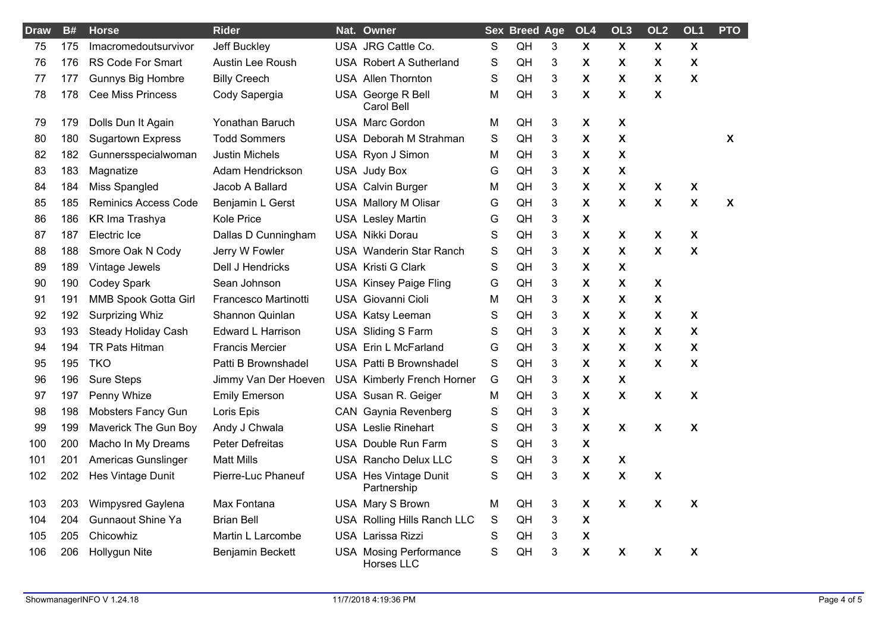| Draw | B# | Horse | Rider | Nat. | Owner | Sex | Breed | Age | OL4 | OL3 | OL2 | OL1 | PTO |
|---|---|---|---|---|---|---|---|---|---|---|---|---|---|
| 75 | 175 | Imacromedoutsurvivor | Jeff Buckley | USA | JRG Cattle Co. | S | QH | 3 | X | X | X | X | |
| 76 | 176 | RS Code For Smart | Austin Lee Roush | USA | Robert A Sutherland | S | QH | 3 | X | X | X | X | |
| 77 | 177 | Gunnys Big Hombre | Billy Creech | USA | Allen Thornton | S | QH | 3 | X | X | X | X | |
| 78 | 178 | Cee Miss Princess | Cody Sapergia | USA | George R Bell Carol Bell | M | QH | 3 | X | X | X | | |
| 79 | 179 | Dolls Dun It Again | Yonathan Baruch | USA | Marc Gordon | M | QH | 3 | X | X | | | |
| 80 | 180 | Sugartown Express | Todd Sommers | USA | Deborah M Strahman | S | QH | 3 | X | X | | | X |
| 82 | 182 | Gunnersspecialwoman | Justin Michels | USA | Ryon J Simon | M | QH | 3 | X | X | | | |
| 83 | 183 | Magnatize | Adam Hendrickson | USA | Judy Box | G | QH | 3 | X | X | | | |
| 84 | 184 | Miss Spangled | Jacob A Ballard | USA | Calvin Burger | M | QH | 3 | X | X | X | X | |
| 85 | 185 | Reminics Access Code | Benjamin L Gerst | USA | Mallory M Olisar | G | QH | 3 | X | X | X | X | X |
| 86 | 186 | KR Ima Trashya | Kole Price | USA | Lesley Martin | G | QH | 3 | X | | | | |
| 87 | 187 | Electric Ice | Dallas D Cunningham | USA | Nikki Dorau | S | QH | 3 | X | X | X | X | |
| 88 | 188 | Smore Oak N Cody | Jerry W Fowler | USA | Wanderin Star Ranch | S | QH | 3 | X | X | X | X | |
| 89 | 189 | Vintage Jewels | Dell J Hendricks | USA | Kristi G Clark | S | QH | 3 | X | X | | | |
| 90 | 190 | Codey Spark | Sean Johnson | USA | Kinsey Paige Fling | G | QH | 3 | X | X | X | | |
| 91 | 191 | MMB Spook Gotta Girl | Francesco Martinotti | USA | Giovanni Cioli | M | QH | 3 | X | X | X | | |
| 92 | 192 | Surprizing Whiz | Shannon Quinlan | USA | Katsy Leeman | S | QH | 3 | X | X | X | X | |
| 93 | 193 | Steady Holiday Cash | Edward L Harrison | USA | Sliding S Farm | S | QH | 3 | X | X | X | X | |
| 94 | 194 | TR Pats Hitman | Francis Mercier | USA | Erin L McFarland | G | QH | 3 | X | X | X | X | |
| 95 | 195 | TKO | Patti B Brownshadel | USA | Patti B Brownshadel | S | QH | 3 | X | X | X | X | |
| 96 | 196 | Sure Steps | Jimmy Van Der Hoeven | USA | Kimberly French Horner | G | QH | 3 | X | X | | | |
| 97 | 197 | Penny Whize | Emily Emerson | USA | Susan R. Geiger | M | QH | 3 | X | X | X | X | |
| 98 | 198 | Mobsters Fancy Gun | Loris Epis | CAN | Gaynia Revenberg | S | QH | 3 | X | | | | |
| 99 | 199 | Maverick The Gun Boy | Andy J Chwala | USA | Leslie Rinehart | S | QH | 3 | X | X | X | X | |
| 100 | 200 | Macho In My Dreams | Peter Defreitas | USA | Double Run Farm | S | QH | 3 | X | | | | |
| 101 | 201 | Americas Gunslinger | Matt Mills | USA | Rancho Delux LLC | S | QH | 3 | X | X | | | |
| 102 | 202 | Hes Vintage Dunit | Pierre-Luc Phaneuf | USA | Hes Vintage Dunit Partnership | S | QH | 3 | X | X | X | | |
| 103 | 203 | Wimpysred Gaylena | Max Fontana | USA | Mary S Brown | M | QH | 3 | X | X | X | X | |
| 104 | 204 | Gunnaout Shine Ya | Brian Bell | USA | Rolling Hills Ranch LLC | S | QH | 3 | X | | | | |
| 105 | 205 | Chicowhiz | Martin L Larcombe | USA | Larissa Rizzi | S | QH | 3 | X | | | | |
| 106 | 206 | Hollygun Nite | Benjamin Beckett | USA | Mosing Performance Horses LLC | S | QH | 3 | X | X | X | X | |

ShowmanagerINFO V 1.24.18 — 11/7/2018 4:19:36 PM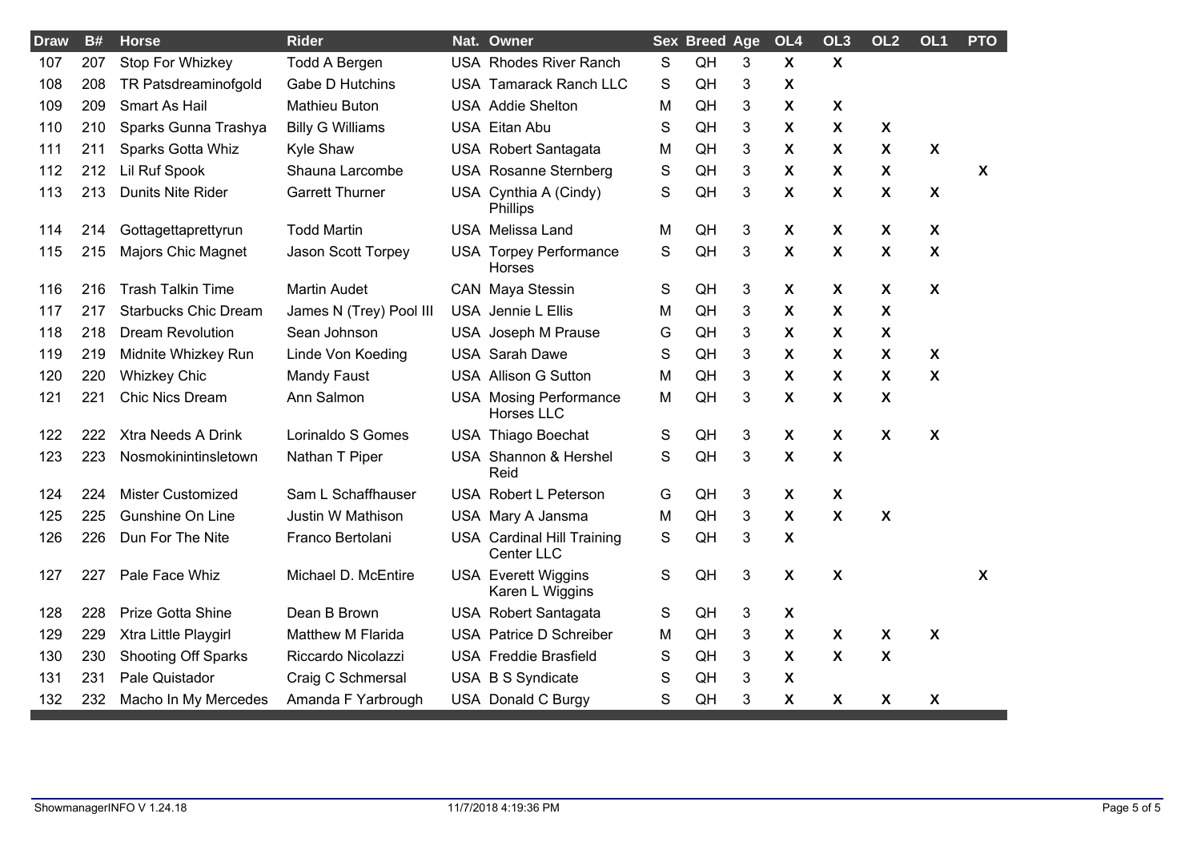| Draw | B# | Horse | Rider | Nat. | Owner | Sex | Breed | Age | OL4 | OL3 | OL2 | OL1 | PTO |
|---|---|---|---|---|---|---|---|---|---|---|---|---|---|
| 107 | 207 | Stop For Whizkey | Todd A Bergen | USA | Rhodes River Ranch | S | QH | 3 | X | X | | | |
| 108 | 208 | TR Patsdreaminofgold | Gabe D Hutchins | USA | Tamarack Ranch LLC | S | QH | 3 | X | | | | |
| 109 | 209 | Smart As Hail | Mathieu Buton | USA | Addie Shelton | M | QH | 3 | X | X | | | |
| 110 | 210 | Sparks Gunna Trashya | Billy G Williams | USA | Eitan Abu | S | QH | 3 | X | X | X | | |
| 111 | 211 | Sparks Gotta Whiz | Kyle Shaw | USA | Robert Santagata | M | QH | 3 | X | X | X | X | |
| 112 | 212 | Lil Ruf Spook | Shauna Larcombe | USA | Rosanne Sternberg | S | QH | 3 | X | X | X | | X |
| 113 | 213 | Dunits Nite Rider | Garrett Thurner | USA | Cynthia A (Cindy) Phillips | S | QH | 3 | X | X | X | X | |
| 114 | 214 | Gottagettaprettyrun | Todd Martin | USA | Melissa Land | M | QH | 3 | X | X | X | X | |
| 115 | 215 | Majors Chic Magnet | Jason Scott Torpey | USA | Torpey Performance Horses | S | QH | 3 | X | X | X | X | |
| 116 | 216 | Trash Talkin Time | Martin Audet | CAN | Maya Stessin | S | QH | 3 | X | X | X | X | |
| 117 | 217 | Starbucks Chic Dream | James N (Trey) Pool III | USA | Jennie L Ellis | M | QH | 3 | X | X | X | | |
| 118 | 218 | Dream Revolution | Sean Johnson | USA | Joseph M Prause | G | QH | 3 | X | X | X | | |
| 119 | 219 | Midnite Whizkey Run | Linde Von Koeding | USA | Sarah Dawe | S | QH | 3 | X | X | X | X | |
| 120 | 220 | Whizkey Chic | Mandy Faust | USA | Allison G Sutton | M | QH | 3 | X | X | X | X | |
| 121 | 221 | Chic Nics Dream | Ann Salmon | USA | Mosing Performance Horses LLC | M | QH | 3 | X | X | X | | |
| 122 | 222 | Xtra Needs A Drink | Lorinaldo S Gomes | USA | Thiago Boechat | S | QH | 3 | X | X | X | X | |
| 123 | 223 | Nosmokinintinsletown | Nathan T Piper | USA | Shannon & Hershel Reid | S | QH | 3 | X | X | | | |
| 124 | 224 | Mister Customized | Sam L Schaffhauser | USA | Robert L Peterson | G | QH | 3 | X | X | | | |
| 125 | 225 | Gunshine On Line | Justin W Mathison | USA | Mary A Jansma | M | QH | 3 | X | X | X | | |
| 126 | 226 | Dun For The Nite | Franco Bertolani | USA | Cardinal Hill Training Center LLC | S | QH | 3 | X | | | | |
| 127 | 227 | Pale Face Whiz | Michael D. McEntire | USA | Everett Wiggins Karen L Wiggins | S | QH | 3 | X | X | | | X |
| 128 | 228 | Prize Gotta Shine | Dean B Brown | USA | Robert Santagata | S | QH | 3 | X | | | | |
| 129 | 229 | Xtra Little Playgirl | Matthew M Flarida | USA | Patrice D Schreiber | M | QH | 3 | X | X | X | X | |
| 130 | 230 | Shooting Off Sparks | Riccardo Nicolazzi | USA | Freddie Brasfield | S | QH | 3 | X | X | X | | |
| 131 | 231 | Pale Quistador | Craig C Schmersal | USA | B S Syndicate | S | QH | 3 | X | | | | |
| 132 | 232 | Macho In My Mercedes | Amanda F Yarbrough | USA | Donald C Burgy | S | QH | 3 | X | X | X | X | |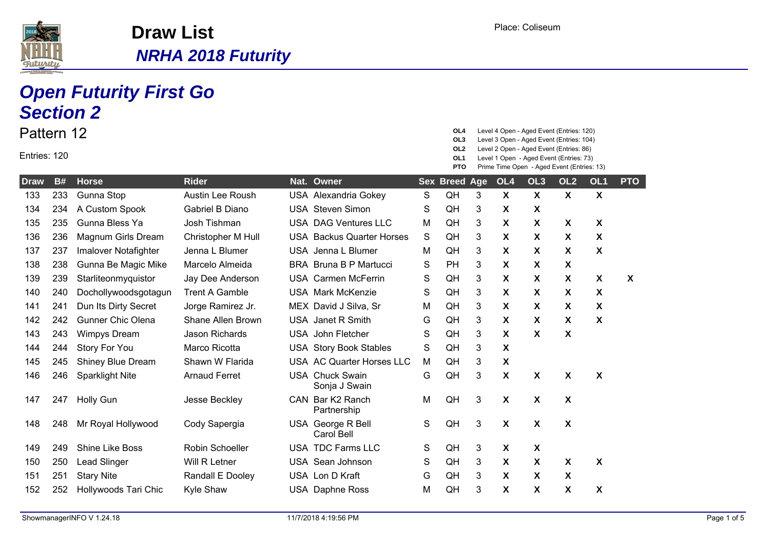# Draw List

## *NRHA 2018 Futurity*

Place: Coliseum

## *Open Futurity First Go*
## *Section 2*

Pattern 12

Entries: 120

**OL4** Level 4 Open - Aged Event (Entries: 120)
**OL3** Level 3 Open - Aged Event (Entries: 104)
**OL2** Level 2 Open - Aged Event (Entries: 86)
**OL1** Level 1 Open - Aged Event (Entries: 73)
**PTO** Prime Time Open - Aged Event (Entries: 13)

| Draw | B# | Horse | Rider | Nat. | Owner | Sex | Breed | Age | OL4 | OL3 | OL2 | OL1 | PTO |
|---|---|---|---|---|---|---|---|---|---|---|---|---|---|
| 133 | 233 | Gunna Stop | Austin Lee Roush | USA | Alexandria Gokey | S | QH | 3 | X | X | X | X | |
| 134 | 234 | A Custom Spook | Gabriel B Diano | USA | Steven Simon | S | QH | 3 | X | X | | | |
| 135 | 235 | Gunna Bless Ya | Josh Tishman | USA | DAG Ventures LLC | M | QH | 3 | X | X | X | X | |
| 136 | 236 | Magnum Girls Dream | Christopher M Hull | USA | Backus Quarter Horses | S | QH | 3 | X | X | X | X | |
| 137 | 237 | Imalover Notafighter | Jenna L Blumer | USA | Jenna L Blumer | M | QH | 3 | X | X | X | X | |
| 138 | 238 | Gunna Be Magic Mike | Marcelo Almeida | BRA | Bruna B P Martucci | S | PH | 3 | X | X | X | | |
| 139 | 239 | Starliteonmyquistor | Jay Dee Anderson | USA | Carmen McFerrin | S | QH | 3 | X | X | X | X | X |
| 140 | 240 | Dochollywoodsgotagun | Trent A Gamble | USA | Mark McKenzie | S | QH | 3 | X | X | X | X | |
| 141 | 241 | Dun Its Dirty Secret | Jorge Ramirez Jr. | MEX | David J Silva, Sr | M | QH | 3 | X | X | X | X | |
| 142 | 242 | Gunner Chic Olena | Shane Allen Brown | USA | Janet R Smith | G | QH | 3 | X | X | X | X | |
| 143 | 243 | Wimpys Dream | Jason Richards | USA | John Fletcher | S | QH | 3 | X | X | X | | |
| 144 | 244 | Story For You | Marco Ricotta | USA | Story Book Stables | S | QH | 3 | X | | | | |
| 145 | 245 | Shiney Blue Dream | Shawn W Flarida | USA | AC Quarter Horses LLC | M | QH | 3 | X | | | | |
| 146 | 246 | Sparklight Nite | Arnaud Ferret | USA | Chuck Swain<br>Sonja J Swain | G | QH | 3 | X | X | X | X | |
| 147 | 247 | Holly Gun | Jesse Beckley | CAN | Bar K2 Ranch Partnership | M | QH | 3 | X | X | X | | |
| 148 | 248 | Mr Royal Hollywood | Cody Sapergia | USA | George R Bell<br>Carol Bell | S | QH | 3 | X | X | X | | |
| 149 | 249 | Shine Like Boss | Robin Schoeller | USA | TDC Farms LLC | S | QH | 3 | X | X | | | |
| 150 | 250 | Lead Slinger | Will R Letner | USA | Sean Johnson | S | QH | 3 | X | X | X | X | |
| 151 | 251 | Stary Nite | Randall E Dooley | USA | Lon D Kraft | G | QH | 3 | X | X | X | | |
| 152 | 252 | Hollywoods Tari Chic | Kyle Shaw | USA | Daphne Ross | M | QH | 3 | X | X | X | X | |

ShowmanagerINFO V 1.24.18 11/7/2018 4:19:56 PM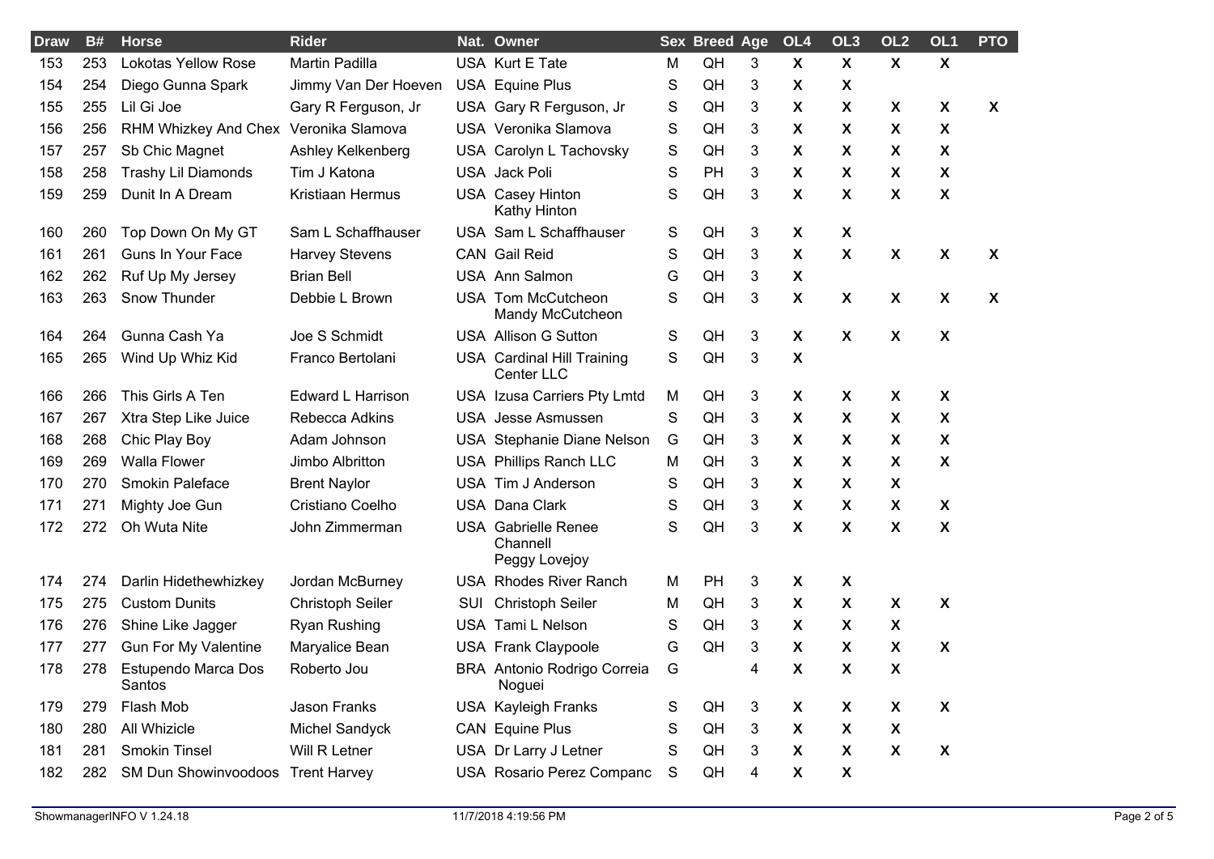| Draw | B# | Horse | Rider | Nat. | Owner | Sex | Breed | Age | OL4 | OL3 | OL2 | OL1 | PTO |
|---|---|---|---|---|---|---|---|---|---|---|---|---|---|
| 153 | 253 | Lokotas Yellow Rose | Martin Padilla | USA | Kurt E Tate | M | QH | 3 | X | X | X | X | |
| 154 | 254 | Diego Gunna Spark | Jimmy Van Der Hoeven | USA | Equine Plus | S | QH | 3 | X | X | | | |
| 155 | 255 | Lil Gi Joe | Gary R Ferguson, Jr | USA | Gary R Ferguson, Jr | S | QH | 3 | X | X | X | X | X |
| 156 | 256 | RHM Whizkey And Chex | Veronika Slamova | USA | Veronika Slamova | S | QH | 3 | X | X | X | X | |
| 157 | 257 | Sb Chic Magnet | Ashley Kelkenberg | USA | Carolyn L Tachovsky | S | QH | 3 | X | X | X | X | |
| 158 | 258 | Trashy Lil Diamonds | Tim J Katona | USA | Jack Poli | S | PH | 3 | X | X | X | X | |
| 159 | 259 | Dunit In A Dream | Kristiaan Hermus | USA | Casey Hinton Kathy Hinton | S | QH | 3 | X | X | X | X | |
| 160 | 260 | Top Down On My GT | Sam L Schaffhauser | USA | Sam L Schaffhauser | S | QH | 3 | X | X | | | |
| 161 | 261 | Guns In Your Face | Harvey Stevens | CAN | Gail Reid | S | QH | 3 | X | X | X | X | X |
| 162 | 262 | Ruf Up My Jersey | Brian Bell | USA | Ann Salmon | G | QH | 3 | X | | | | |
| 163 | 263 | Snow Thunder | Debbie L Brown | USA | Tom McCutcheon Mandy McCutcheon | S | QH | 3 | X | X | X | X | X |
| 164 | 264 | Gunna Cash Ya | Joe S Schmidt | USA | Allison G Sutton | S | QH | 3 | X | X | X | X | |
| 165 | 265 | Wind Up Whiz Kid | Franco Bertolani | USA | Cardinal Hill Training Center LLC | S | QH | 3 | X | | | | |
| 166 | 266 | This Girls A Ten | Edward L Harrison | USA | Izusa Carriers Pty Lmtd | M | QH | 3 | X | X | X | X | |
| 167 | 267 | Xtra Step Like Juice | Rebecca Adkins | USA | Jesse Asmussen | S | QH | 3 | X | X | X | X | |
| 168 | 268 | Chic Play Boy | Adam Johnson | USA | Stephanie Diane Nelson | G | QH | 3 | X | X | X | X | |
| 169 | 269 | Walla Flower | Jimbo Albritton | USA | Phillips Ranch LLC | M | QH | 3 | X | X | X | X | |
| 170 | 270 | Smokin Paleface | Brent Naylor | USA | Tim J Anderson | S | QH | 3 | X | X | X | | |
| 171 | 271 | Mighty Joe Gun | Cristiano Coelho | USA | Dana Clark | S | QH | 3 | X | X | X | X | |
| 172 | 272 | Oh Wuta Nite | John Zimmerman | USA | Gabrielle Renee Channell Peggy Lovejoy | S | QH | 3 | X | X | X | X | |
| 174 | 274 | Darlin Hidethewhizkey | Jordan McBurney | USA | Rhodes River Ranch | M | PH | 3 | X | X | | | |
| 175 | 275 | Custom Dunits | Christoph Seiler | SUI | Christoph Seiler | M | QH | 3 | X | X | X | X | |
| 176 | 276 | Shine Like Jagger | Ryan Rushing | USA | Tami L Nelson | S | QH | 3 | X | X | X | | |
| 177 | 277 | Gun For My Valentine | Maryalice Bean | USA | Frank Claypoole | G | QH | 3 | X | X | X | X | |
| 178 | 278 | Estupendo Marca Dos Santos | Roberto Jou | BRA | Antonio Rodrigo Correia Noguei | G | | 4 | X | X | X | | |
| 179 | 279 | Flash Mob | Jason Franks | USA | Kayleigh Franks | S | QH | 3 | X | X | X | X | |
| 180 | 280 | All Whizicle | Michel Sandyck | CAN | Equine Plus | S | QH | 3 | X | X | X | | |
| 181 | 281 | Smokin Tinsel | Will R Letner | USA | Dr Larry J Letner | S | QH | 3 | X | X | X | X | |
| 182 | 282 | SM Dun Showinvoodoos | Trent Harvey | USA | Rosario Perez Companc | S | QH | 4 | X | X | | | |

ShowmanagerINFO V 1.24.18 11/7/2018 4:19:56 PM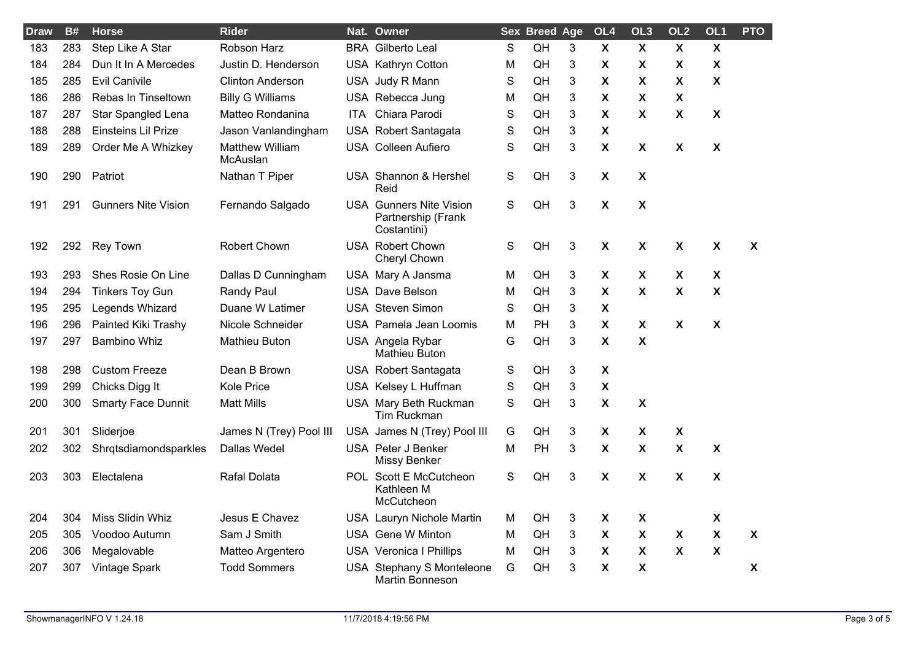| Draw | B# | Horse | Rider | Nat. | Owner | Sex | Breed | Age | OL4 | OL3 | OL2 | OL1 | PTO |
|---|---|---|---|---|---|---|---|---|---|---|---|---|---|
| 183 | 283 | Step Like A Star | Robson Harz | BRA | Gilberto Leal | S | QH | 3 | X | X | X | X | |
| 184 | 284 | Dun It In A Mercedes | Justin D. Henderson | USA | Kathryn Cotton | M | QH | 3 | X | X | X | X | |
| 185 | 285 | Evil Canivile | Clinton Anderson | USA | Judy R Mann | S | QH | 3 | X | X | X | X | |
| 186 | 286 | Rebas In Tinseltown | Billy G Williams | USA | Rebecca Jung | M | QH | 3 | X | X | X | | |
| 187 | 287 | Star Spangled Lena | Matteo Rondanina | ITA | Chiara Parodi | S | QH | 3 | X | X | X | X | |
| 188 | 288 | Einsteins Lil Prize | Jason Vanlandingham | USA | Robert Santagata | S | QH | 3 | X | | | | |
| 189 | 289 | Order Me A Whizkey | Matthew William McAuslan | USA | Colleen Aufiero | S | QH | 3 | X | X | X | X | |
| 190 | 290 | Patriot | Nathan T Piper | USA | Shannon & Hershel Reid | S | QH | 3 | X | X | | | |
| 191 | 291 | Gunners Nite Vision | Fernando Salgado | USA | Gunners Nite Vision Partnership (Frank Costantini) | S | QH | 3 | X | X | | | |
| 192 | 292 | Rey Town | Robert Chown | USA | Robert Chown Cheryl Chown | S | QH | 3 | X | X | X | X | X |
| 193 | 293 | Shes Rosie On Line | Dallas D Cunningham | USA | Mary A Jansma | M | QH | 3 | X | X | X | X | |
| 194 | 294 | Tinkers Toy Gun | Randy Paul | USA | Dave Belson | M | QH | 3 | X | X | X | X | |
| 195 | 295 | Legends Whizard | Duane W Latimer | USA | Steven Simon | S | QH | 3 | X | | | | |
| 196 | 296 | Painted Kiki Trashy | Nicole Schneider | USA | Pamela Jean Loomis | M | PH | 3 | X | X | X | X | |
| 197 | 297 | Bambino Whiz | Mathieu Buton | USA | Angela Rybar Mathieu Buton | G | QH | 3 | X | X | | | |
| 198 | 298 | Custom Freeze | Dean B Brown | USA | Robert Santagata | S | QH | 3 | X | | | | |
| 199 | 299 | Chicks Digg It | Kole Price | USA | Kelsey L Huffman | S | QH | 3 | X | | | | |
| 200 | 300 | Smarty Face Dunnit | Matt Mills | USA | Mary Beth Ruckman Tim Ruckman | S | QH | 3 | X | X | | | |
| 201 | 301 | Sliderjoe | James N (Trey) Pool III | USA | James N (Trey) Pool III | G | QH | 3 | X | X | X | | |
| 202 | 302 | Shrqtsdiamondsparkles | Dallas Wedel | USA | Peter J Benker Missy Benker | M | PH | 3 | X | X | X | X | |
| 203 | 303 | Electalena | Rafal Dolata | POL | Scott E McCutcheon Kathleen M McCutcheon | S | QH | 3 | X | X | X | X | |
| 204 | 304 | Miss Slidin Whiz | Jesus E Chavez | USA | Lauryn Nichole Martin | M | QH | 3 | X | X | | X | |
| 205 | 305 | Voodoo Autumn | Sam J Smith | USA | Gene W Minton | M | QH | 3 | X | X | X | X | X |
| 206 | 306 | Megalovable | Matteo Argentero | USA | Veronica I Phillips | M | QH | 3 | X | X | X | X | |
| 207 | 307 | Vintage Spark | Todd Sommers | USA | Stephany S Monteleone Martin Bonneson | G | QH | 3 | X | X | | | X |

ShowmanagerINFO V 1.24.18 11/7/2018 4:19:56 PM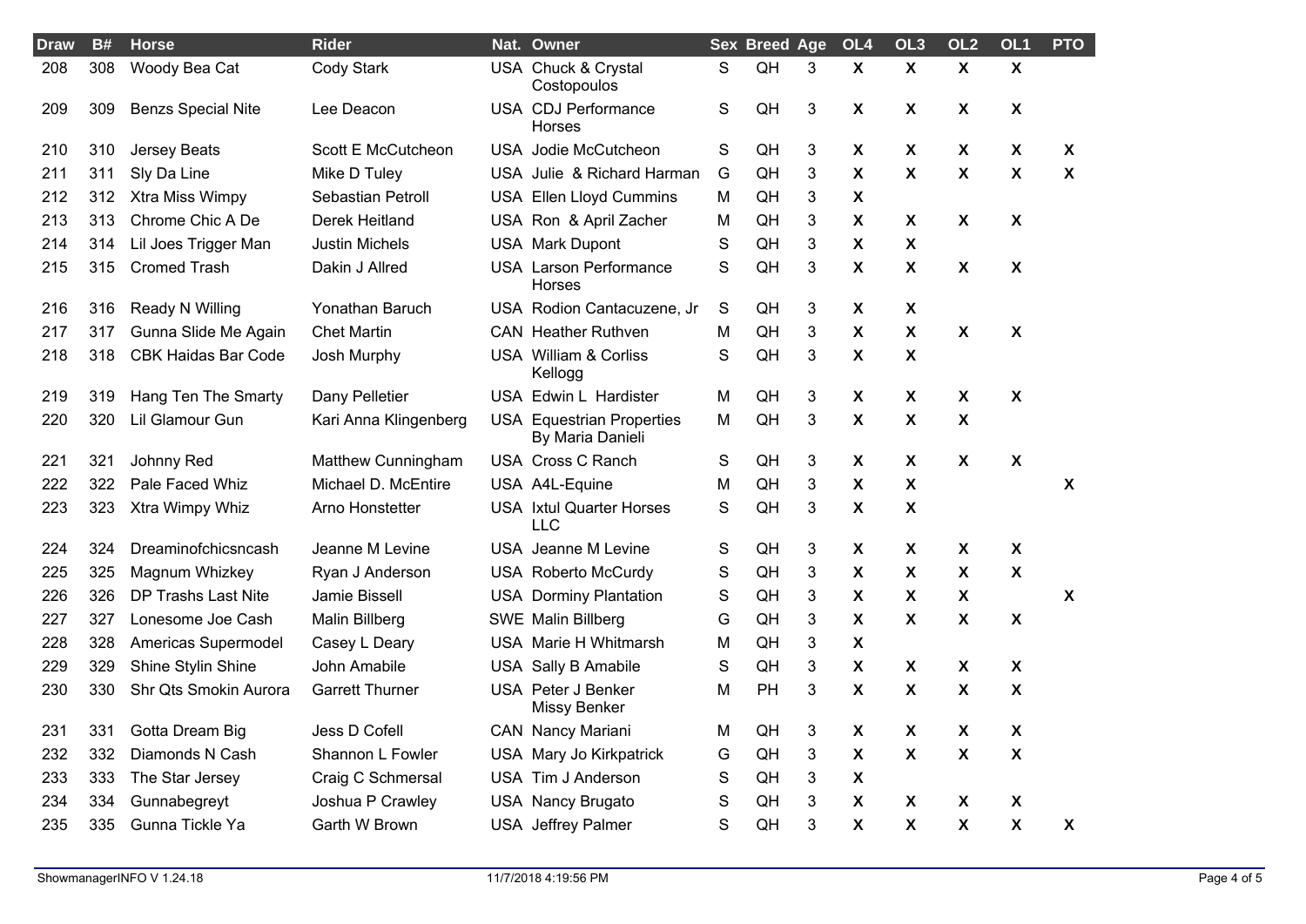| Draw | B# | Horse | Rider | Nat. | Owner | Sex | Breed | Age | OL4 | OL3 | OL2 | OL1 | PTO |
|---|---|---|---|---|---|---|---|---|---|---|---|---|---|
| 208 | 308 | Woody Bea Cat | Cody Stark | USA | Chuck & Crystal Costopoulos | S | QH | 3 | X | X | X | X | |
| 209 | 309 | Benzs Special Nite | Lee Deacon | USA | CDJ Performance Horses | S | QH | 3 | X | X | X | X | |
| 210 | 310 | Jersey Beats | Scott E McCutcheon | USA | Jodie McCutcheon | S | QH | 3 | X | X | X | X | X |
| 211 | 311 | Sly Da Line | Mike D Tuley | USA | Julie & Richard Harman | G | QH | 3 | X | X | X | X | X |
| 212 | 312 | Xtra Miss Wimpy | Sebastian Petroll | USA | Ellen Lloyd Cummins | M | QH | 3 | X | | | | |
| 213 | 313 | Chrome Chic A De | Derek Heitland | USA | Ron & April Zacher | M | QH | 3 | X | X | X | X | |
| 214 | 314 | Lil Joes Trigger Man | Justin Michels | USA | Mark Dupont | S | QH | 3 | X | X | | | |
| 215 | 315 | Cromed Trash | Dakin J Allred | USA | Larson Performance Horses | S | QH | 3 | X | X | X | X | |
| 216 | 316 | Ready N Willing | Yonathan Baruch | USA | Rodion Cantacuzene, Jr | S | QH | 3 | X | X | | | |
| 217 | 317 | Gunna Slide Me Again | Chet Martin | CAN | Heather Ruthven | M | QH | 3 | X | X | X | X | |
| 218 | 318 | CBK Haidas Bar Code | Josh Murphy | USA | William & Corliss Kellogg | S | QH | 3 | X | X | | | |
| 219 | 319 | Hang Ten The Smarty | Dany Pelletier | USA | Edwin L Hardister | M | QH | 3 | X | X | X | X | |
| 220 | 320 | Lil Glamour Gun | Kari Anna Klingenberg | USA | Equestrian Properties By Maria Danieli | M | QH | 3 | X | X | X | | |
| 221 | 321 | Johnny Red | Matthew Cunningham | USA | Cross C Ranch | S | QH | 3 | X | X | X | X | |
| 222 | 322 | Pale Faced Whiz | Michael D. McEntire | USA | A4L-Equine | M | QH | 3 | X | X | | | X |
| 223 | 323 | Xtra Wimpy Whiz | Arno Honstetter | USA | Ixtul Quarter Horses LLC | S | QH | 3 | X | X | | | |
| 224 | 324 | Dreaminofchicsncash | Jeanne M Levine | USA | Jeanne M Levine | S | QH | 3 | X | X | X | X | |
| 225 | 325 | Magnum Whizkey | Ryan J Anderson | USA | Roberto McCurdy | S | QH | 3 | X | X | X | X | |
| 226 | 326 | DP Trashs Last Nite | Jamie Bissell | USA | Dorminy Plantation | S | QH | 3 | X | X | X | | X |
| 227 | 327 | Lonesome Joe Cash | Malin Billberg | SWE | Malin Billberg | G | QH | 3 | X | X | X | X | |
| 228 | 328 | Americas Supermodel | Casey L Deary | USA | Marie H Whitmarsh | M | QH | 3 | X | | | | |
| 229 | 329 | Shine Stylin Shine | John Amabile | USA | Sally B Amabile | S | QH | 3 | X | X | X | X | |
| 230 | 330 | Shr Qts Smokin Aurora | Garrett Thurner | USA | Peter J Benker Missy Benker | M | PH | 3 | X | X | X | X | |
| 231 | 331 | Gotta Dream Big | Jess D Cofell | CAN | Nancy Mariani | M | QH | 3 | X | X | X | X | |
| 232 | 332 | Diamonds N Cash | Shannon L Fowler | USA | Mary Jo Kirkpatrick | G | QH | 3 | X | X | X | X | |
| 233 | 333 | The Star Jersey | Craig C Schmersal | USA | Tim J Anderson | S | QH | 3 | X | | | | |
| 234 | 334 | Gunnabegreyt | Joshua P Crawley | USA | Nancy Brugato | S | QH | 3 | X | X | X | X | |
| 235 | 335 | Gunna Tickle Ya | Garth W Brown | USA | Jeffrey Palmer | S | QH | 3 | X | X | X | X | X |

ShowmanagerINFO V 1.24.18 11/7/2018 4:19:56 PM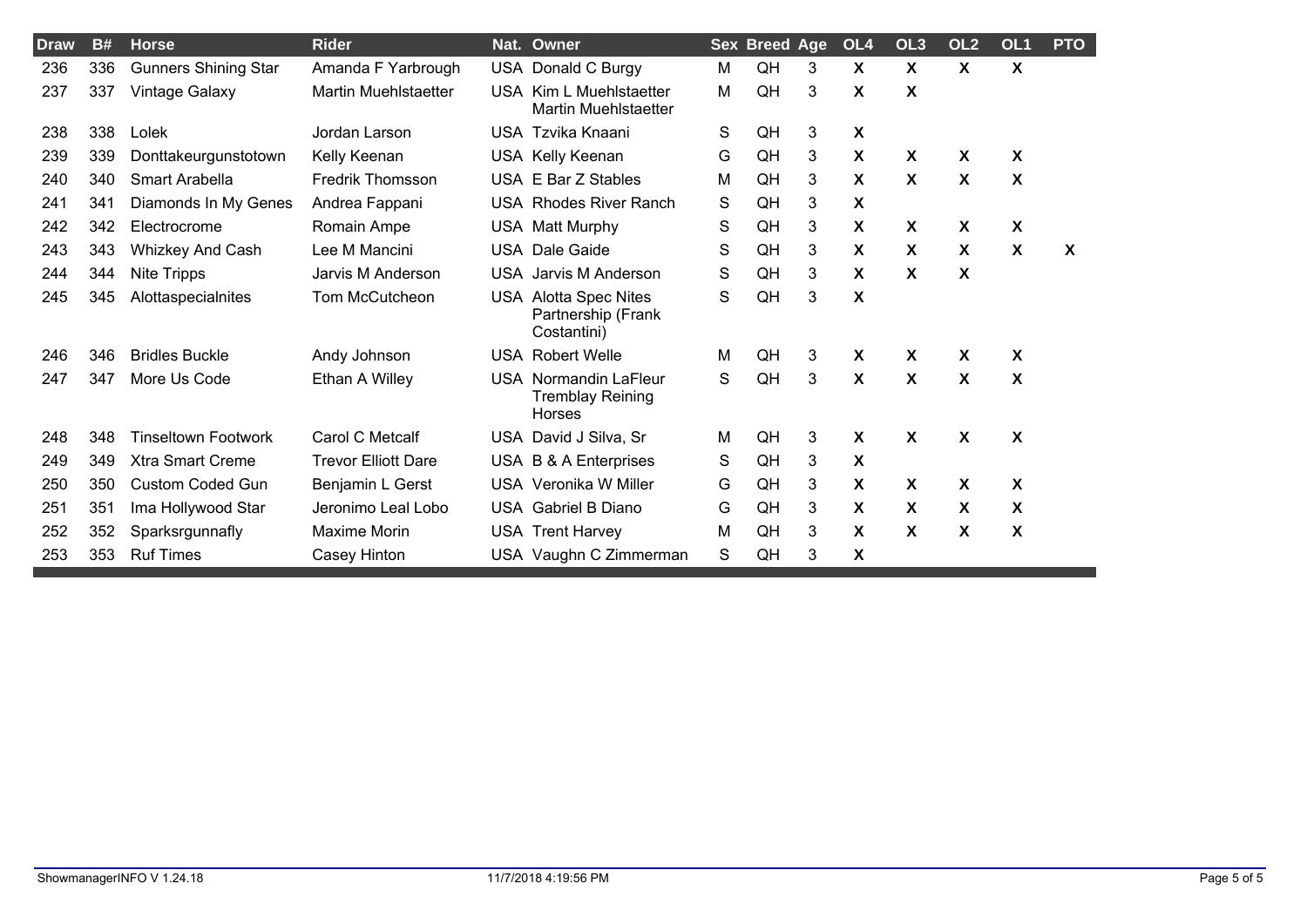| Draw | B# | Horse | Rider | Nat. | Owner | Sex | Breed | Age | OL4 | OL3 | OL2 | OL1 | PTO |
|---|---|---|---|---|---|---|---|---|---|---|---|---|---|
| 236 | 336 | Gunners Shining Star | Amanda F Yarbrough | USA | Donald C Burgy | M | QH | 3 | X | X | X | X | |
| 237 | 337 | Vintage Galaxy | Martin Muehlstaetter | USA | Kim L Muehlstaetter Martin Muehlstaetter | M | QH | 3 | X | X | | | |
| 238 | 338 | Lolek | Jordan Larson | USA | Tzvika Knaani | S | QH | 3 | X | | | | |
| 239 | 339 | Donttakeurgunstotown | Kelly Keenan | USA | Kelly Keenan | G | QH | 3 | X | X | X | X | |
| 240 | 340 | Smart Arabella | Fredrik Thomsson | USA | E Bar Z Stables | M | QH | 3 | X | X | X | X | |
| 241 | 341 | Diamonds In My Genes | Andrea Fappani | USA | Rhodes River Ranch | S | QH | 3 | X | | | | |
| 242 | 342 | Electrocrome | Romain Ampe | USA | Matt Murphy | S | QH | 3 | X | X | X | X | |
| 243 | 343 | Whizkey And Cash | Lee M Mancini | USA | Dale Gaide | S | QH | 3 | X | X | X | X | X |
| 244 | 344 | Nite Tripps | Jarvis M Anderson | USA | Jarvis M Anderson | S | QH | 3 | X | X | X | | |
| 245 | 345 | Alottaspecialnites | Tom McCutcheon | USA | Alotta Spec Nites Partnership (Frank Costantini) | S | QH | 3 | X | | | | |
| 246 | 346 | Bridles Buckle | Andy Johnson | USA | Robert Welle | M | QH | 3 | X | X | X | X | |
| 247 | 347 | More Us Code | Ethan A Willey | USA | Normandin LaFleur Tremblay Reining Horses | S | QH | 3 | X | X | X | X | |
| 248 | 348 | Tinseltown Footwork | Carol C Metcalf | USA | David J Silva, Sr | M | QH | 3 | X | X | X | X | |
| 249 | 349 | Xtra Smart Creme | Trevor Elliott Dare | USA | B & A Enterprises | S | QH | 3 | X | | | | |
| 250 | 350 | Custom Coded Gun | Benjamin L Gerst | USA | Veronika W Miller | G | QH | 3 | X | X | X | X | |
| 251 | 351 | Ima Hollywood Star | Jeronimo Leal Lobo | USA | Gabriel B Diano | G | QH | 3 | X | X | X | X | |
| 252 | 352 | Sparksrgunnafly | Maxime Morin | USA | Trent Harvey | M | QH | 3 | X | X | X | X | |
| 253 | 353 | Ruf Times | Casey Hinton | USA | Vaughn C Zimmerman | S | QH | 3 | X | | | | |

ShowmanagerINFO V 1.24.18 11/7/2018 4:19:56 PM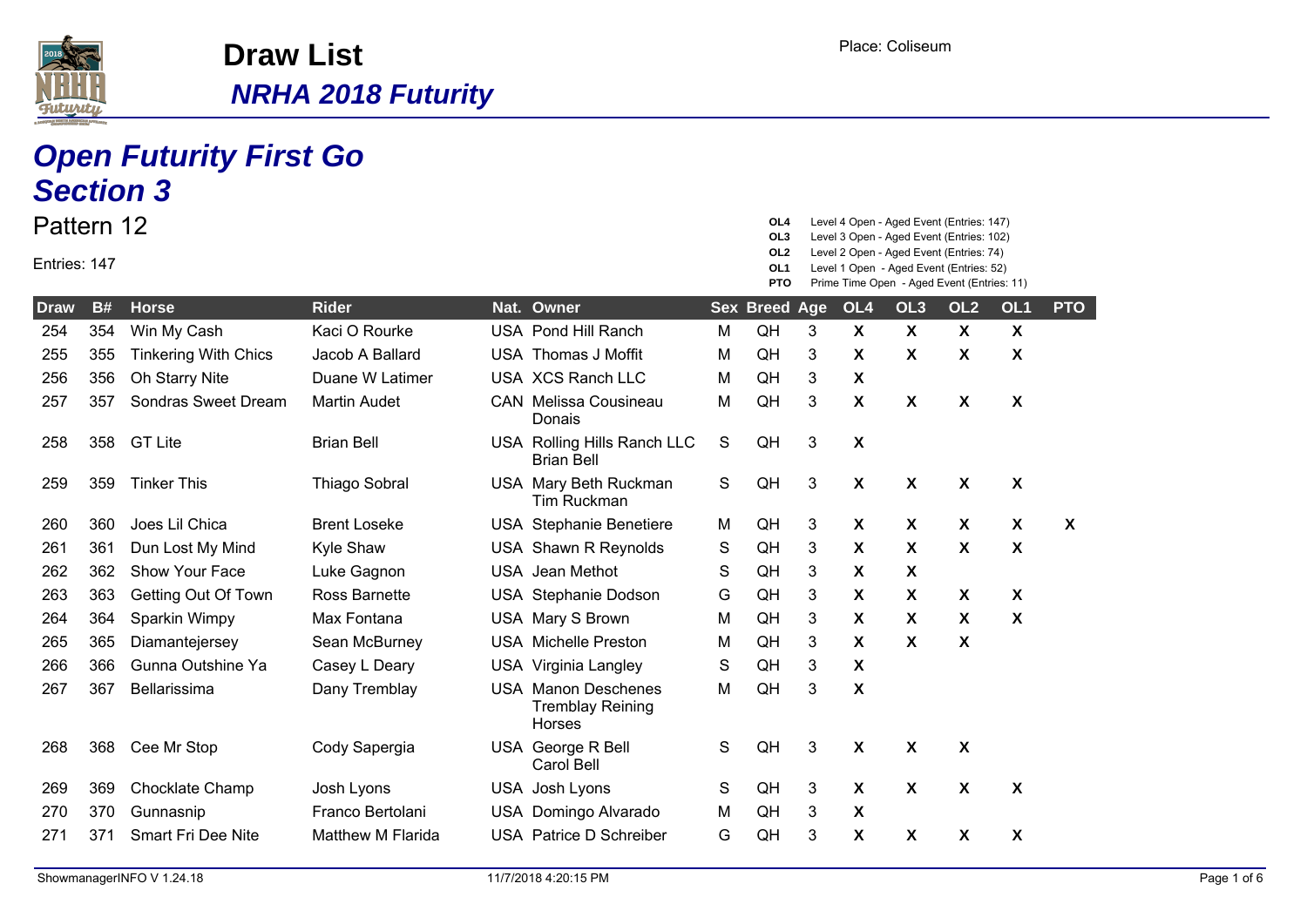# Draw List

## *NRHA 2018 Futurity*

Place: Coliseum

## *Open Futurity First Go*
## *Section 3*

Pattern 12

Entries: 147

**OL4** Level 4 Open - Aged Event (Entries: 147)
**OL3** Level 3 Open - Aged Event (Entries: 102)
**OL2** Level 2 Open - Aged Event (Entries: 74)
**OL1** Level 1 Open - Aged Event (Entries: 52)
**PTO** Prime Time Open - Aged Event (Entries: 11)

| Draw | B# | Horse | Rider | Nat. | Owner | Sex | Breed | Age | OL4 | OL3 | OL2 | OL1 | PTO |
|---|---|---|---|---|---|---|---|---|---|---|---|---|---|
| 254 | 354 | Win My Cash | Kaci O Rourke | USA | Pond Hill Ranch | M | QH | 3 | X | X | X | X | |
| 255 | 355 | Tinkering With Chics | Jacob A Ballard | USA | Thomas J Moffit | M | QH | 3 | X | X | X | X | |
| 256 | 356 | Oh Starry Nite | Duane W Latimer | USA | XCS Ranch LLC | M | QH | 3 | X | | | | |
| 257 | 357 | Sondras Sweet Dream | Martin Audet | CAN | Melissa Cousineau Donais | M | QH | 3 | X | X | X | X | |
| 258 | 358 | GT Lite | Brian Bell | USA | Rolling Hills Ranch LLC Brian Bell | S | QH | 3 | X | | | | |
| 259 | 359 | Tinker This | Thiago Sobral | USA | Mary Beth Ruckman Tim Ruckman | S | QH | 3 | X | X | X | X | |
| 260 | 360 | Joes Lil Chica | Brent Loseke | USA | Stephanie Benetiere | M | QH | 3 | X | X | X | X | X |
| 261 | 361 | Dun Lost My Mind | Kyle Shaw | USA | Shawn R Reynolds | S | QH | 3 | X | X | X | X | |
| 262 | 362 | Show Your Face | Luke Gagnon | USA | Jean Methot | S | QH | 3 | X | X | | | |
| 263 | 363 | Getting Out Of Town | Ross Barnette | USA | Stephanie Dodson | G | QH | 3 | X | X | X | X | |
| 264 | 364 | Sparkin Wimpy | Max Fontana | USA | Mary S Brown | M | QH | 3 | X | X | X | X | |
| 265 | 365 | Diamantejersey | Sean McBurney | USA | Michelle Preston | M | QH | 3 | X | X | X | | |
| 266 | 366 | Gunna Outshine Ya | Casey L Deary | USA | Virginia Langley | S | QH | 3 | X | | | | |
| 267 | 367 | Bellarissima | Dany Tremblay | USA | Manon Deschenes Tremblay Reining Horses | M | QH | 3 | X | | | | |
| 268 | 368 | Cee Mr Stop | Cody Sapergia | USA | George R Bell Carol Bell | S | QH | 3 | X | X | X | | |
| 269 | 369 | Chocklate Champ | Josh Lyons | USA | Josh Lyons | S | QH | 3 | X | X | X | X | |
| 270 | 370 | Gunnasnip | Franco Bertolani | USA | Domingo Alvarado | M | QH | 3 | X | | | | |
| 271 | 371 | Smart Fri Dee Nite | Matthew M Flarida | USA | Patrice D Schreiber | G | QH | 3 | X | X | X | X | |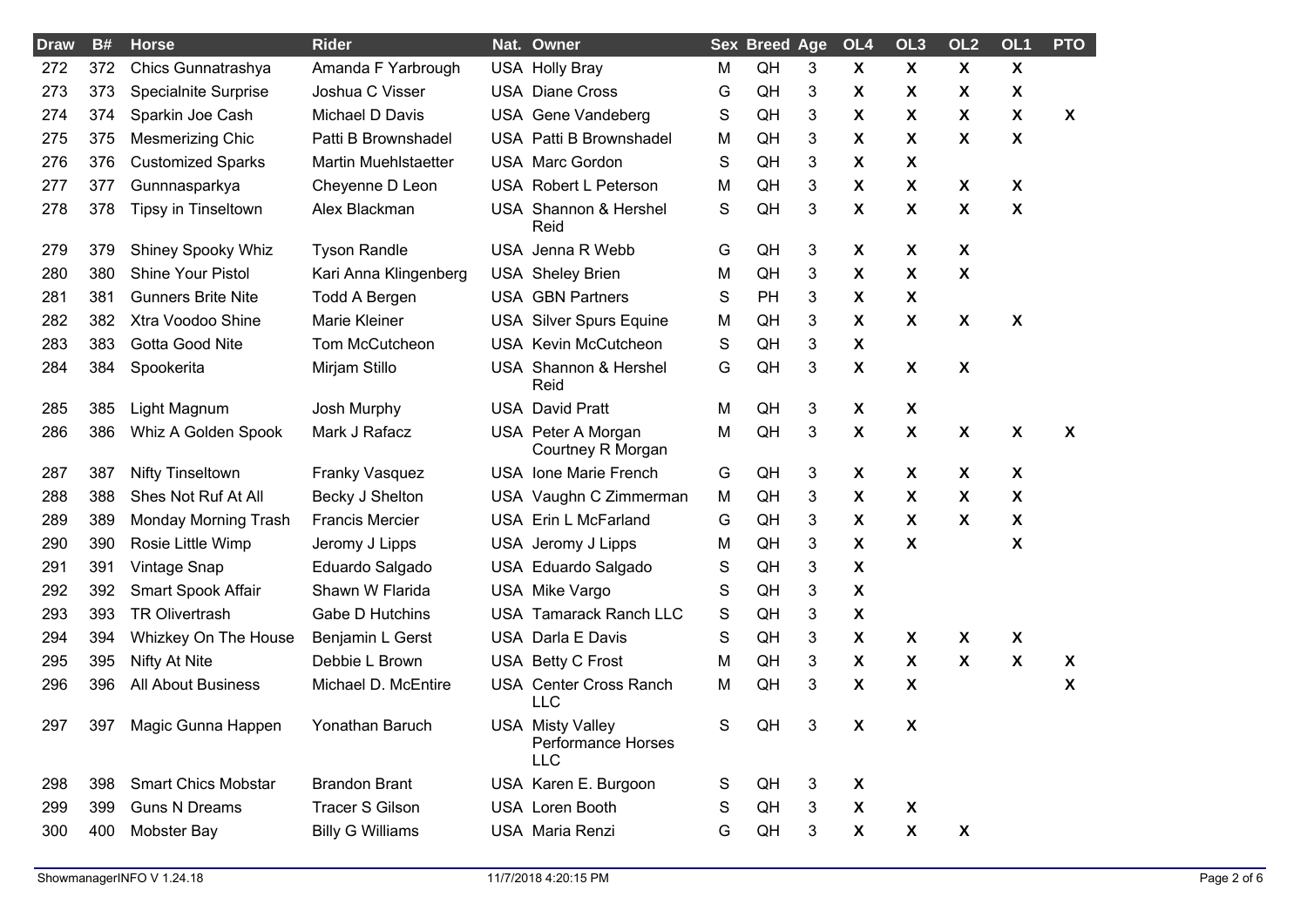| Draw | B# | Horse | Rider | Nat. | Owner | Sex | Breed | Age | OL4 | OL3 | OL2 | OL1 | PTO |
|---|---|---|---|---|---|---|---|---|---|---|---|---|---|
| 272 | 372 | Chics Gunnatrashya | Amanda F Yarbrough | USA | Holly Bray | M | QH | 3 | X | X | X | X | |
| 273 | 373 | Specialnite Surprise | Joshua C Visser | USA | Diane Cross | G | QH | 3 | X | X | X | X | |
| 274 | 374 | Sparkin Joe Cash | Michael D Davis | USA | Gene Vandeberg | S | QH | 3 | X | X | X | X | X |
| 275 | 375 | Mesmerizing Chic | Patti B Brownshadel | USA | Patti B Brownshadel | M | QH | 3 | X | X | X | X | |
| 276 | 376 | Customized Sparks | Martin Muehlstaetter | USA | Marc Gordon | S | QH | 3 | X | X | | | |
| 277 | 377 | Gunnnasparkya | Cheyenne D Leon | USA | Robert L Peterson | M | QH | 3 | X | X | X | X | |
| 278 | 378 | Tipsy in Tinseltown | Alex Blackman | USA | Shannon & Hershel Reid | S | QH | 3 | X | X | X | X | |
| 279 | 379 | Shiney Spooky Whiz | Tyson Randle | USA | Jenna R Webb | G | QH | 3 | X | X | X | | |
| 280 | 380 | Shine Your Pistol | Kari Anna Klingenberg | USA | Sheley Brien | M | QH | 3 | X | X | X | | |
| 281 | 381 | Gunners Brite Nite | Todd A Bergen | USA | GBN Partners | S | PH | 3 | X | X | | | |
| 282 | 382 | Xtra Voodoo Shine | Marie Kleiner | USA | Silver Spurs Equine | M | QH | 3 | X | X | X | X | |
| 283 | 383 | Gotta Good Nite | Tom McCutcheon | USA | Kevin McCutcheon | S | QH | 3 | X | | | | |
| 284 | 384 | Spookerita | Mirjam Stillo | USA | Shannon & Hershel Reid | G | QH | 3 | X | X | X | | |
| 285 | 385 | Light Magnum | Josh Murphy | USA | David Pratt | M | QH | 3 | X | X | | | |
| 286 | 386 | Whiz A Golden Spook | Mark J Rafacz | USA | Peter A Morgan Courtney R Morgan | M | QH | 3 | X | X | X | X | X |
| 287 | 387 | Nifty Tinseltown | Franky Vasquez | USA | Ione Marie French | G | QH | 3 | X | X | X | X | |
| 288 | 388 | Shes Not Ruf At All | Becky J Shelton | USA | Vaughn C Zimmerman | M | QH | 3 | X | X | X | X | |
| 289 | 389 | Monday Morning Trash | Francis Mercier | USA | Erin L McFarland | G | QH | 3 | X | X | X | X | |
| 290 | 390 | Rosie Little Wimp | Jeromy J Lipps | USA | Jeromy J Lipps | M | QH | 3 | X | X | | X | |
| 291 | 391 | Vintage Snap | Eduardo Salgado | USA | Eduardo Salgado | S | QH | 3 | X | | | | |
| 292 | 392 | Smart Spook Affair | Shawn W Flarida | USA | Mike Vargo | S | QH | 3 | X | | | | |
| 293 | 393 | TR Olivertrash | Gabe D Hutchins | USA | Tamarack Ranch LLC | S | QH | 3 | X | | | | |
| 294 | 394 | Whizkey On The House | Benjamin L Gerst | USA | Darla E Davis | S | QH | 3 | X | X | X | X | |
| 295 | 395 | Nifty At Nite | Debbie L Brown | USA | Betty C Frost | M | QH | 3 | X | X | X | X | X |
| 296 | 396 | All About Business | Michael D. McEntire | USA | Center Cross Ranch LLC | M | QH | 3 | X | X | | | X |
| 297 | 397 | Magic Gunna Happen | Yonathan Baruch | USA | Misty Valley Performance Horses LLC | S | QH | 3 | X | X | | | |
| 298 | 398 | Smart Chics Mobstar | Brandon Brant | USA | Karen E. Burgoon | S | QH | 3 | X | | | | |
| 299 | 399 | Guns N Dreams | Tracer S Gilson | USA | Loren Booth | S | QH | 3 | X | X | | | |
| 300 | 400 | Mobster Bay | Billy G Williams | USA | Maria Renzi | G | QH | 3 | X | X | X | | |

ShowmanagerINFO V 1.24.18 11/7/2018 4:20:15 PM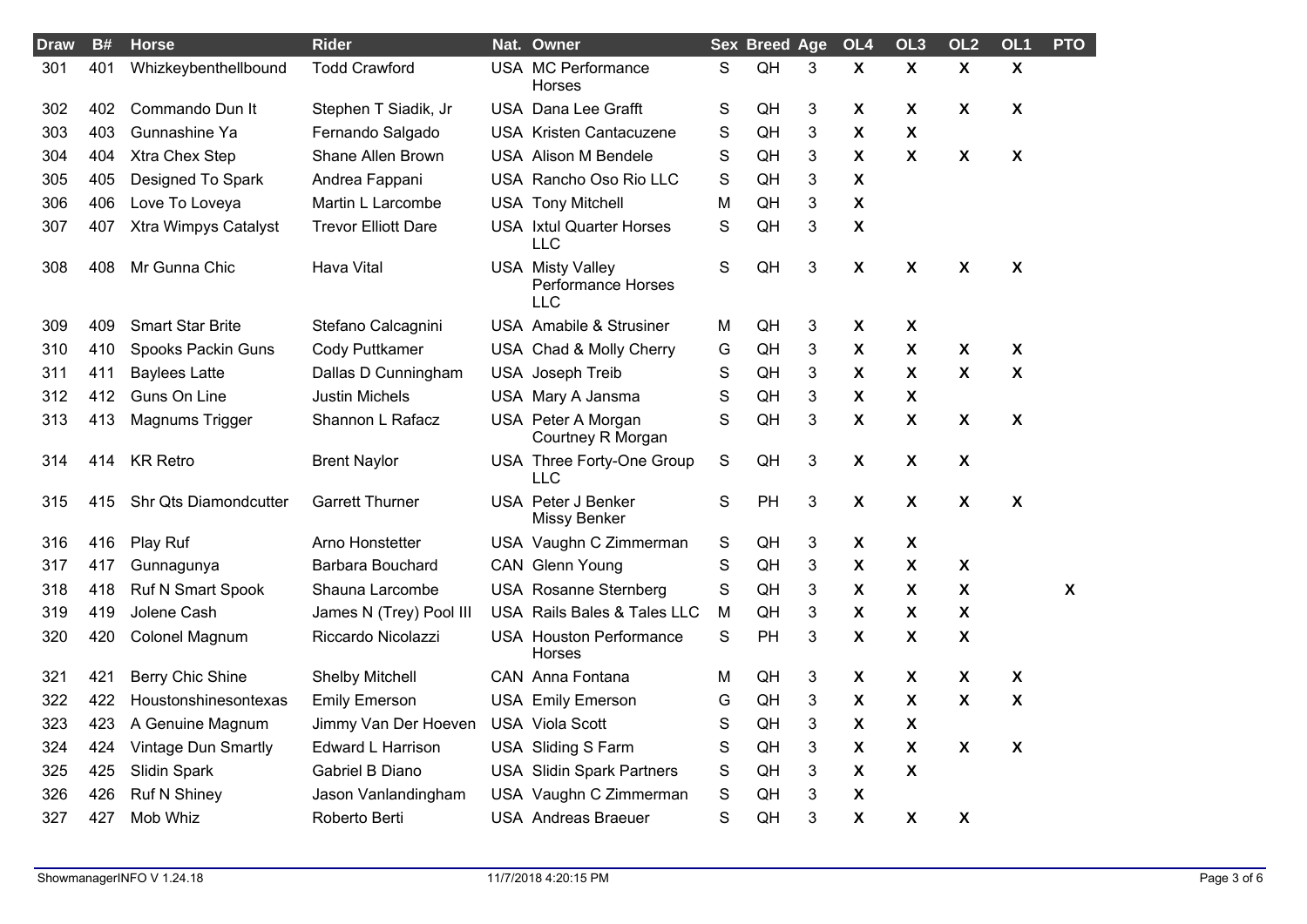| Draw | B# | Horse | Rider | Nat. | Owner | Sex | Breed | Age | OL4 | OL3 | OL2 | OL1 | PTO |
|---|---|---|---|---|---|---|---|---|---|---|---|---|---|
| 301 | 401 | Whizkeybenthellbound | Todd Crawford | USA | MC Performance Horses | S | QH | 3 | X | X | X | X | |
| 302 | 402 | Commando Dun It | Stephen T Siadik, Jr | USA | Dana Lee Grafft | S | QH | 3 | X | X | X | X | |
| 303 | 403 | Gunnashine Ya | Fernando Salgado | USA | Kristen Cantacuzene | S | QH | 3 | X | X | | | |
| 304 | 404 | Xtra Chex Step | Shane Allen Brown | USA | Alison M Bendele | S | QH | 3 | X | X | X | X | |
| 305 | 405 | Designed To Spark | Andrea Fappani | USA | Rancho Oso Rio LLC | S | QH | 3 | X | | | | |
| 306 | 406 | Love To Loveya | Martin L Larcombe | USA | Tony Mitchell | M | QH | 3 | X | | | | |
| 307 | 407 | Xtra Wimpys Catalyst | Trevor Elliott Dare | USA | Ixtul Quarter Horses LLC | S | QH | 3 | X | | | | |
| 308 | 408 | Mr Gunna Chic | Hava Vital | USA | Misty Valley Performance Horses LLC | S | QH | 3 | X | X | X | X | |
| 309 | 409 | Smart Star Brite | Stefano Calcagnini | USA | Amabile & Strusiner | M | QH | 3 | X | X | | | |
| 310 | 410 | Spooks Packin Guns | Cody Puttkamer | USA | Chad & Molly Cherry | G | QH | 3 | X | X | X | X | |
| 311 | 411 | Baylees Latte | Dallas D Cunningham | USA | Joseph Treib | S | QH | 3 | X | X | X | X | |
| 312 | 412 | Guns On Line | Justin Michels | USA | Mary A Jansma | S | QH | 3 | X | X | | | |
| 313 | 413 | Magnums Trigger | Shannon L Rafacz | USA | Peter A Morgan Courtney R Morgan | S | QH | 3 | X | X | X | X | |
| 314 | 414 | KR Retro | Brent Naylor | USA | Three Forty-One Group LLC | S | QH | 3 | X | X | X | | |
| 315 | 415 | Shr Qts Diamondcutter | Garrett Thurner | USA | Peter J Benker Missy Benker | S | PH | 3 | X | X | X | X | |
| 316 | 416 | Play Ruf | Arno Honstetter | USA | Vaughn C Zimmerman | S | QH | 3 | X | X | | | |
| 317 | 417 | Gunnagunya | Barbara Bouchard | CAN | Glenn Young | S | QH | 3 | X | X | X | | |
| 318 | 418 | Ruf N Smart Spook | Shauna Larcombe | USA | Rosanne Sternberg | S | QH | 3 | X | X | X | | X |
| 319 | 419 | Jolene Cash | James N (Trey) Pool III | USA | Rails Bales & Tales LLC | M | QH | 3 | X | X | X | | |
| 320 | 420 | Colonel Magnum | Riccardo Nicolazzi | USA | Houston Performance Horses | S | PH | 3 | X | X | X | | |
| 321 | 421 | Berry Chic Shine | Shelby Mitchell | CAN | Anna Fontana | M | QH | 3 | X | X | X | X | |
| 322 | 422 | Houstonshinesontexas | Emily Emerson | USA | Emily Emerson | G | QH | 3 | X | X | X | X | |
| 323 | 423 | A Genuine Magnum | Jimmy Van Der Hoeven | USA | Viola Scott | S | QH | 3 | X | X | | | |
| 324 | 424 | Vintage Dun Smartly | Edward L Harrison | USA | Sliding S Farm | S | QH | 3 | X | X | X | X | |
| 325 | 425 | Slidin Spark | Gabriel B Diano | USA | Slidin Spark Partners | S | QH | 3 | X | X | | | |
| 326 | 426 | Ruf N Shiney | Jason Vanlandingham | USA | Vaughn C Zimmerman | S | QH | 3 | X | | | | |
| 327 | 427 | Mob Whiz | Roberto Berti | USA | Andreas Braeuer | S | QH | 3 | X | X | X | | |

ShowmanagerINFO V 1.24.18 &nbsp;&nbsp;&nbsp; 11/7/2018 4:20:15 PM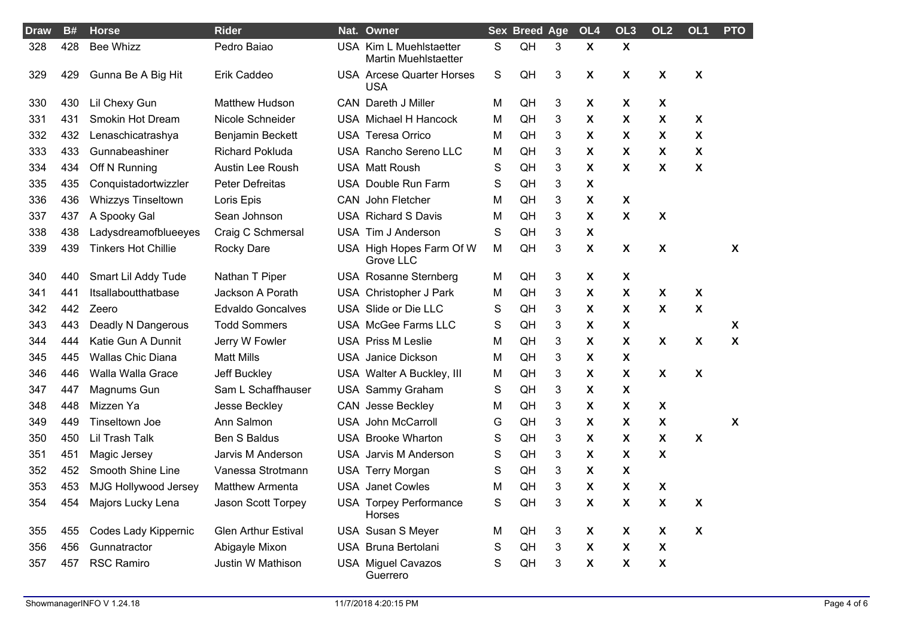| Draw | B# | Horse | Rider | Nat. | Owner | Sex | Breed | Age | OL4 | OL3 | OL2 | OL1 | PTO |
|---|---|---|---|---|---|---|---|---|---|---|---|---|---|
| 328 | 428 | Bee Whizz | Pedro Baiao | USA | Kim L Muehlstaetter Martin Muehlstaetter | S | QH | 3 | X | X | | | |
| 329 | 429 | Gunna Be A Big Hit | Erik Caddeo | USA | Arcese Quarter Horses USA | S | QH | 3 | X | X | X | X | |
| 330 | 430 | Lil Chexy Gun | Matthew Hudson | CAN | Dareth J Miller | M | QH | 3 | X | X | X | | |
| 331 | 431 | Smokin Hot Dream | Nicole Schneider | USA | Michael H Hancock | M | QH | 3 | X | X | X | X | |
| 332 | 432 | Lenaschicatrashya | Benjamin Beckett | USA | Teresa Orrico | M | QH | 3 | X | X | X | X | |
| 333 | 433 | Gunnabeashiner | Richard Pokluda | USA | Rancho Sereno LLC | M | QH | 3 | X | X | X | X | |
| 334 | 434 | Off N Running | Austin Lee Roush | USA | Matt Roush | S | QH | 3 | X | X | X | X | |
| 335 | 435 | Conquistadortwizzler | Peter Defreitas | USA | Double Run Farm | S | QH | 3 | X | | | | |
| 336 | 436 | Whizzys Tinseltown | Loris Epis | CAN | John Fletcher | M | QH | 3 | X | X | | | |
| 337 | 437 | A Spooky Gal | Sean Johnson | USA | Richard S Davis | M | QH | 3 | X | X | X | | |
| 338 | 438 | Ladysdreamofblueeyes | Craig C Schmersal | USA | Tim J Anderson | S | QH | 3 | X | | | | |
| 339 | 439 | Tinkers Hot Chillie | Rocky Dare | USA | High Hopes Farm Of W Grove LLC | M | QH | 3 | X | X | X | | X |
| 340 | 440 | Smart Lil Addy Tude | Nathan T Piper | USA | Rosanne Sternberg | M | QH | 3 | X | X | | | |
| 341 | 441 | Itsallaboutthatbase | Jackson A Porath | USA | Christopher J Park | M | QH | 3 | X | X | X | X | |
| 342 | 442 | Zeero | Edvaldo Goncalves | USA | Slide or Die LLC | S | QH | 3 | X | X | X | X | |
| 343 | 443 | Deadly N Dangerous | Todd Sommers | USA | McGee Farms LLC | S | QH | 3 | X | X | | | X |
| 344 | 444 | Katie Gun A Dunnit | Jerry W Fowler | USA | Priss M Leslie | M | QH | 3 | X | X | X | X | X |
| 345 | 445 | Wallas Chic Diana | Matt Mills | USA | Janice Dickson | M | QH | 3 | X | X | | | |
| 346 | 446 | Walla Walla Grace | Jeff Buckley | USA | Walter A Buckley, III | M | QH | 3 | X | X | X | X | |
| 347 | 447 | Magnums Gun | Sam L Schaffhauser | USA | Sammy Graham | S | QH | 3 | X | X | | | |
| 348 | 448 | Mizzen Ya | Jesse Beckley | CAN | Jesse Beckley | M | QH | 3 | X | X | X | | |
| 349 | 449 | Tinseltown Joe | Ann Salmon | USA | John McCarroll | G | QH | 3 | X | X | X | | X |
| 350 | 450 | Lil Trash Talk | Ben S Baldus | USA | Brooke Wharton | S | QH | 3 | X | X | X | X | |
| 351 | 451 | Magic Jersey | Jarvis M Anderson | USA | Jarvis M Anderson | S | QH | 3 | X | X | X | | |
| 352 | 452 | Smooth Shine Line | Vanessa Strotmann | USA | Terry Morgan | S | QH | 3 | X | X | | | |
| 353 | 453 | MJG Hollywood Jersey | Matthew Armenta | USA | Janet Cowles | M | QH | 3 | X | X | X | | |
| 354 | 454 | Majors Lucky Lena | Jason Scott Torpey | USA | Torpey Performance Horses | S | QH | 3 | X | X | X | X | |
| 355 | 455 | Codes Lady Kippernic | Glen Arthur Estival | USA | Susan S Meyer | M | QH | 3 | X | X | X | X | |
| 356 | 456 | Gunnatractor | Abigayle Mixon | USA | Bruna Bertolani | S | QH | 3 | X | X | X | | |
| 357 | 457 | RSC Ramiro | Justin W Mathison | USA | Miguel Cavazos Guerrero | S | QH | 3 | X | X | X | | |

ShowmanagerINFO V 1.24.18 11/7/2018 4:20:15 PM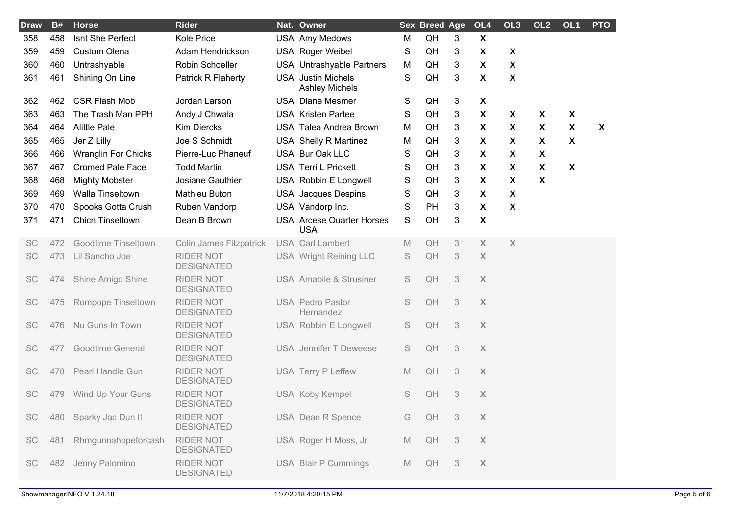| Draw | B# | Horse | Rider | Nat. | Owner | Sex | Breed | Age | OL4 | OL3 | OL2 | OL1 | PTO |
|---|---|---|---|---|---|---|---|---|---|---|---|---|---|
| 358 | 458 | Isnt She Perfect | Kole Price | USA | Amy Medows | M | QH | 3 | X | | | | |
| 359 | 459 | Custom Olena | Adam Hendrickson | USA | Roger Weibel | S | QH | 3 | X | X | | | |
| 360 | 460 | Untrashyable | Robin Schoeller | USA | Untrashyable Partners | M | QH | 3 | X | X | | | |
| 361 | 461 | Shining On Line | Patrick R Flaherty | USA | Justin Michels Ashley Michels | S | QH | 3 | X | X | | | |
| 362 | 462 | CSR Flash Mob | Jordan Larson | USA | Diane Mesmer | S | QH | 3 | X | | | | |
| 363 | 463 | The Trash Man PPH | Andy J Chwala | USA | Kristen Partee | S | QH | 3 | X | X | X | X | |
| 364 | 464 | Alittle Pale | Kim Diercks | USA | Talea Andrea Brown | M | QH | 3 | X | X | X | X | X |
| 365 | 465 | Jer Z Lilly | Joe S Schmidt | USA | Shelly R Martinez | M | QH | 3 | X | X | X | X | |
| 366 | 466 | Wranglin For Chicks | Pierre-Luc Phaneuf | USA | Bur Oak LLC | S | QH | 3 | X | X | X | | |
| 367 | 467 | Cromed Pale Face | Todd Martin | USA | Terri L Prickett | S | QH | 3 | X | X | X | X | |
| 368 | 468 | Mighty Mobster | Josiane Gauthier | USA | Robbin E Longwell | S | QH | 3 | X | X | X | | |
| 369 | 469 | Walla Tinseltown | Mathieu Buton | USA | Jacques Despins | S | QH | 3 | X | X | | | |
| 370 | 470 | Spooks Gotta Crush | Ruben Vandorp | USA | Vandorp Inc. | S | PH | 3 | X | X | | | |
| 371 | 471 | Chicn Tinseltown | Dean B Brown | USA | Arcese Quarter Horses USA | S | QH | 3 | X | | | | |
| SC | 472 | Goodtime Tinseltown | Colin James Fitzpatrick | USA | Carl Lambert | M | QH | 3 | X | X | | | |
| SC | 473 | Lil Sancho Joe | RIDER NOT DESIGNATED | USA | Wright Reining LLC | S | QH | 3 | X | | | | |
| SC | 474 | Shine Amigo Shine | RIDER NOT DESIGNATED | USA | Amabile & Strusiner | S | QH | 3 | X | | | | |
| SC | 475 | Rompope Tinseltown | RIDER NOT DESIGNATED | USA | Pedro Pastor Hernandez | S | QH | 3 | X | | | | |
| SC | 476 | Nu Guns In Town | RIDER NOT DESIGNATED | USA | Robbin E Longwell | S | QH | 3 | X | | | | |
| SC | 477 | Goodtime General | RIDER NOT DESIGNATED | USA | Jennifer T Deweese | S | QH | 3 | X | | | | |
| SC | 478 | Pearl Handle Gun | RIDER NOT DESIGNATED | USA | Terry P Leffew | M | QH | 3 | X | | | | |
| SC | 479 | Wind Up Your Guns | RIDER NOT DESIGNATED | USA | Koby Kempel | S | QH | 3 | X | | | | |
| SC | 480 | Sparky Jac Dun It | RIDER NOT DESIGNATED | USA | Dean R Spence | G | QH | 3 | X | | | | |
| SC | 481 | Rhmgunnahopeforcash | RIDER NOT DESIGNATED | USA | Roger H Moss, Jr | M | QH | 3 | X | | | | |
| SC | 482 | Jenny Palomino | RIDER NOT DESIGNATED | USA | Blair P Cummings | M | QH | 3 | X | | | | |

ShowmanagerINFO V 1.24.18 11/7/2018 4:20:15 PM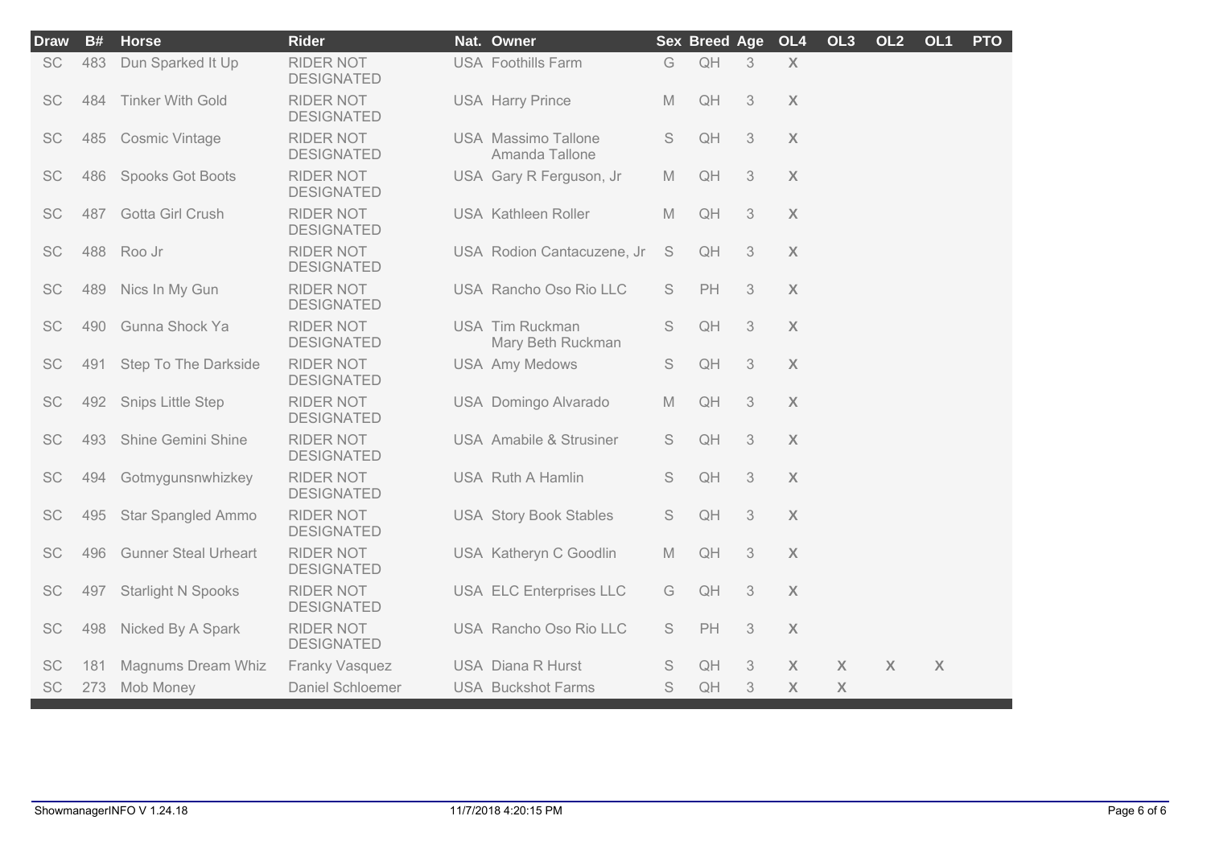| Draw | B# | Horse | Rider | Nat. | Owner | Sex | Breed | Age | OL4 | OL3 | OL2 | OL1 | PTO |
|---|---|---|---|---|---|---|---|---|---|---|---|---|---|
| SC | 483 | Dun Sparked It Up | RIDER NOT DESIGNATED | USA | Foothills Farm | G | QH | 3 | X | | | | |
| SC | 484 | Tinker With Gold | RIDER NOT DESIGNATED | USA | Harry Prince | M | QH | 3 | X | | | | |
| SC | 485 | Cosmic Vintage | RIDER NOT DESIGNATED | USA | Massimo Tallone Amanda Tallone | S | QH | 3 | X | | | | |
| SC | 486 | Spooks Got Boots | RIDER NOT DESIGNATED | USA | Gary R Ferguson, Jr | M | QH | 3 | X | | | | |
| SC | 487 | Gotta Girl Crush | RIDER NOT DESIGNATED | USA | Kathleen Roller | M | QH | 3 | X | | | | |
| SC | 488 | Roo Jr | RIDER NOT DESIGNATED | USA | Rodion Cantacuzene, Jr | S | QH | 3 | X | | | | |
| SC | 489 | Nics In My Gun | RIDER NOT DESIGNATED | USA | Rancho Oso Rio LLC | S | PH | 3 | X | | | | |
| SC | 490 | Gunna Shock Ya | RIDER NOT DESIGNATED | USA | Tim Ruckman Mary Beth Ruckman | S | QH | 3 | X | | | | |
| SC | 491 | Step To The Darkside | RIDER NOT DESIGNATED | USA | Amy Medows | S | QH | 3 | X | | | | |
| SC | 492 | Snips Little Step | RIDER NOT DESIGNATED | USA | Domingo Alvarado | M | QH | 3 | X | | | | |
| SC | 493 | Shine Gemini Shine | RIDER NOT DESIGNATED | USA | Amabile & Strusiner | S | QH | 3 | X | | | | |
| SC | 494 | Gotmygunsnwhizkey | RIDER NOT DESIGNATED | USA | Ruth A Hamlin | S | QH | 3 | X | | | | |
| SC | 495 | Star Spangled Ammo | RIDER NOT DESIGNATED | USA | Story Book Stables | S | QH | 3 | X | | | | |
| SC | 496 | Gunner Steal Urheart | RIDER NOT DESIGNATED | USA | Katheryn C Goodlin | M | QH | 3 | X | | | | |
| SC | 497 | Starlight N Spooks | RIDER NOT DESIGNATED | USA | ELC Enterprises LLC | G | QH | 3 | X | | | | |
| SC | 498 | Nicked By A Spark | RIDER NOT DESIGNATED | USA | Rancho Oso Rio LLC | S | PH | 3 | X | | | | |
| SC | 181 | Magnums Dream Whiz | Franky Vasquez | USA | Diana R Hurst | S | QH | 3 | X | X | X | X | |
| SC | 273 | Mob Money | Daniel Schloemer | USA | Buckshot Farms | S | QH | 3 | X | X | | | |

ShowmanagerINFO V 1.24.18 11/7/2018 4:20:15 PM